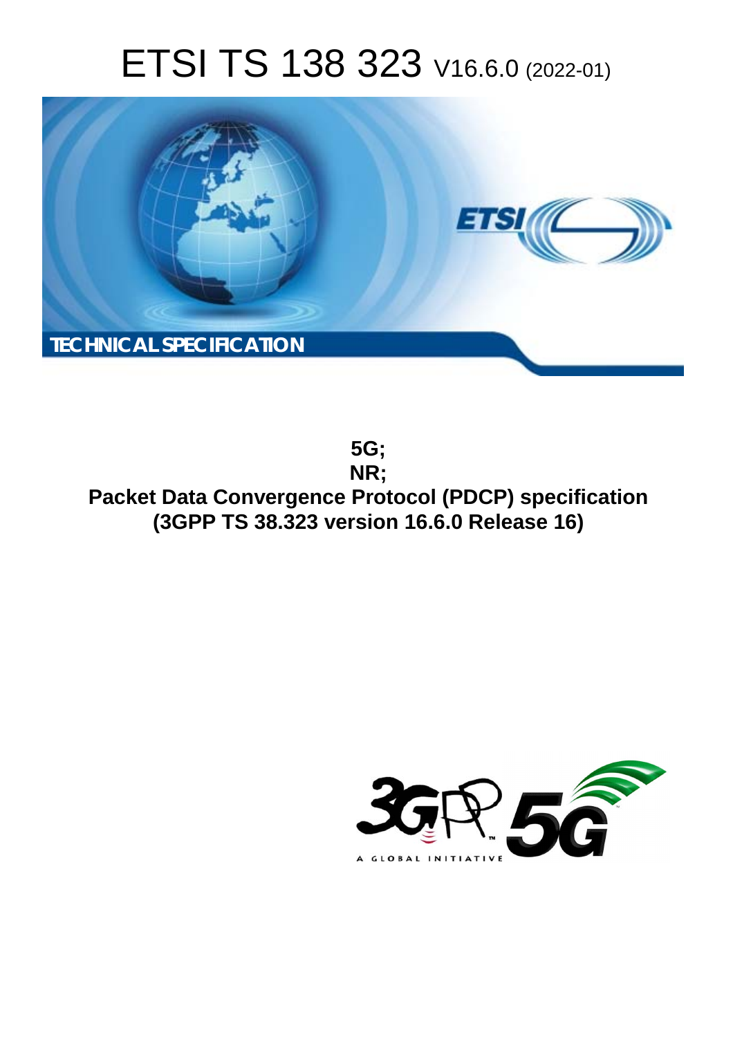# ETSI TS 138 323 V16.6.0 (2022-01)

TECHNICAL SPECIFICATION

**5G;**
**NR;**
**Packet Data Convergence Protocol (PDCP) specification**
**(3GPP TS 38.323 version 16.6.0 Release 16)**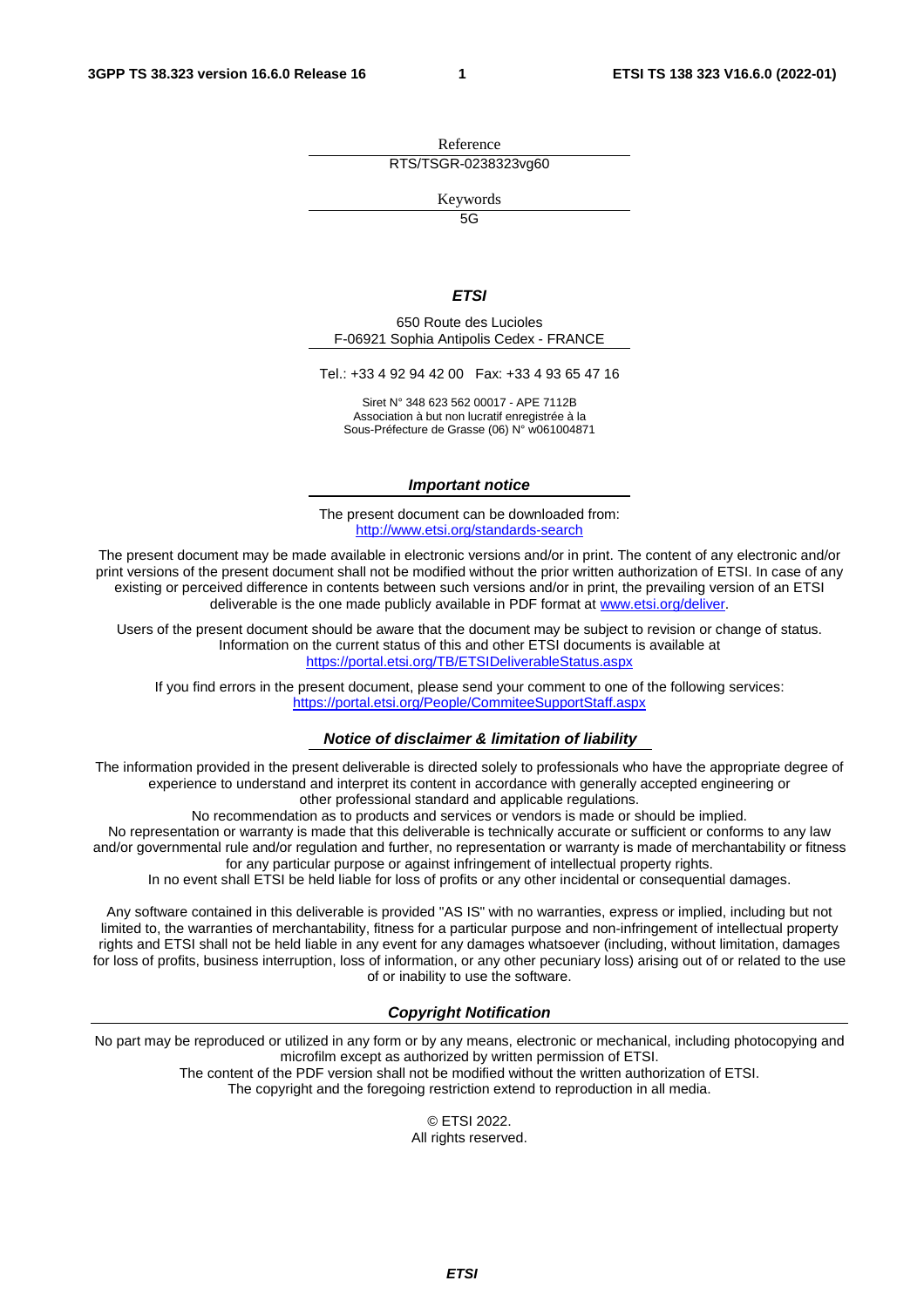Reference

RTS/TSGR-0238323vg60

Keywords

5G

***ETSI***

650 Route des Lucioles
F-06921 Sophia Antipolis Cedex - FRANCE

Tel.: +33 4 92 94 42 00   Fax: +33 4 93 65 47 16

Siret N° 348 623 562 00017 - APE 7112B
Association à but non lucratif enregistrée à la
Sous-Préfecture de Grasse (06) N° w061004871

***Important notice***

The present document can be downloaded from:
http://www.etsi.org/standards-search

The present document may be made available in electronic versions and/or in print. The content of any electronic and/or print versions of the present document shall not be modified without the prior written authorization of ETSI. In case of any existing or perceived difference in contents between such versions and/or in print, the prevailing version of an ETSI deliverable is the one made publicly available in PDF format at www.etsi.org/deliver.

Users of the present document should be aware that the document may be subject to revision or change of status. Information on the current status of this and other ETSI documents is available at
https://portal.etsi.org/TB/ETSIDeliverableStatus.aspx

If you find errors in the present document, please send your comment to one of the following services:
https://portal.etsi.org/People/CommiteeSupportStaff.aspx

***Notice of disclaimer & limitation of liability***

The information provided in the present deliverable is directed solely to professionals who have the appropriate degree of experience to understand and interpret its content in accordance with generally accepted engineering or other professional standard and applicable regulations.
No recommendation as to products and services or vendors is made or should be implied.
No representation or warranty is made that this deliverable is technically accurate or sufficient or conforms to any law and/or governmental rule and/or regulation and further, no representation or warranty is made of merchantability or fitness for any particular purpose or against infringement of intellectual property rights.
In no event shall ETSI be held liable for loss of profits or any other incidental or consequential damages.

Any software contained in this deliverable is provided "AS IS" with no warranties, express or implied, including but not limited to, the warranties of merchantability, fitness for a particular purpose and non-infringement of intellectual property rights and ETSI shall not be held liable in any event for any damages whatsoever (including, without limitation, damages for loss of profits, business interruption, loss of information, or any other pecuniary loss) arising out of or related to the use of or inability to use the software.

***Copyright Notification***

No part may be reproduced or utilized in any form or by any means, electronic or mechanical, including photocopying and microfilm except as authorized by written permission of ETSI.
The content of the PDF version shall not be modified without the written authorization of ETSI.
The copyright and the foregoing restriction extend to reproduction in all media.

© ETSI 2022.
All rights reserved.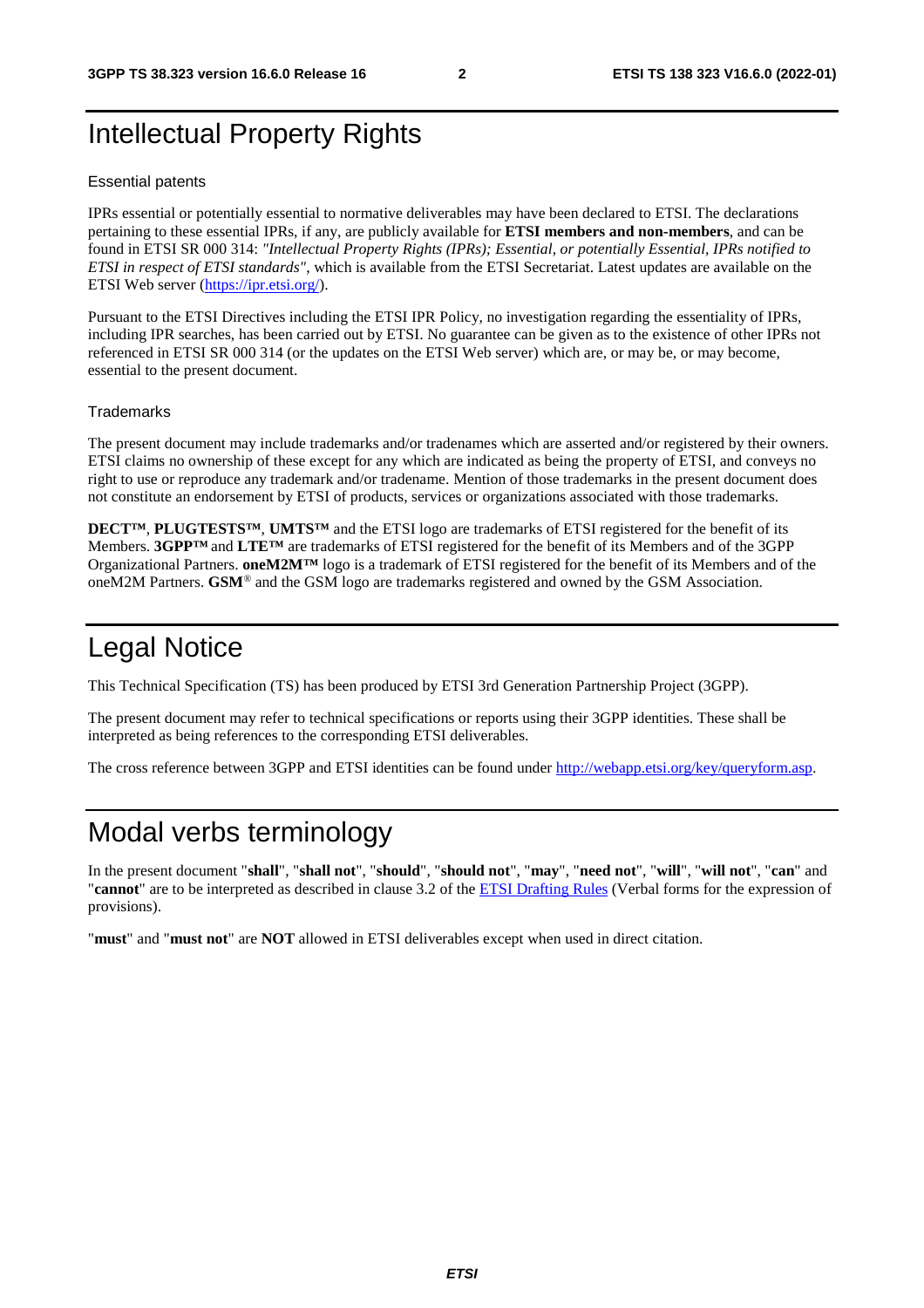# Intellectual Property Rights

## Essential patents

IPRs essential or potentially essential to normative deliverables may have been declared to ETSI. The declarations pertaining to these essential IPRs, if any, are publicly available for **ETSI members and non-members**, and can be found in ETSI SR 000 314: *"Intellectual Property Rights (IPRs); Essential, or potentially Essential, IPRs notified to ETSI in respect of ETSI standards"*, which is available from the ETSI Secretariat. Latest updates are available on the ETSI Web server (https://ipr.etsi.org/).

Pursuant to the ETSI Directives including the ETSI IPR Policy, no investigation regarding the essentiality of IPRs, including IPR searches, has been carried out by ETSI. No guarantee can be given as to the existence of other IPRs not referenced in ETSI SR 000 314 (or the updates on the ETSI Web server) which are, or may be, or may become, essential to the present document.

## Trademarks

The present document may include trademarks and/or tradenames which are asserted and/or registered by their owners. ETSI claims no ownership of these except for any which are indicated as being the property of ETSI, and conveys no right to use or reproduce any trademark and/or tradename. Mention of those trademarks in the present document does not constitute an endorsement by ETSI of products, services or organizations associated with those trademarks.

**DECT™**, **PLUGTESTS™**, **UMTS™** and the ETSI logo are trademarks of ETSI registered for the benefit of its Members. **3GPP™** and **LTE™** are trademarks of ETSI registered for the benefit of its Members and of the 3GPP Organizational Partners. **oneM2M™** logo is a trademark of ETSI registered for the benefit of its Members and of the oneM2M Partners. **GSM**® and the GSM logo are trademarks registered and owned by the GSM Association.

# Legal Notice

This Technical Specification (TS) has been produced by ETSI 3rd Generation Partnership Project (3GPP).

The present document may refer to technical specifications or reports using their 3GPP identities. These shall be interpreted as being references to the corresponding ETSI deliverables.

The cross reference between 3GPP and ETSI identities can be found under http://webapp.etsi.org/key/queryform.asp.

# Modal verbs terminology

In the present document "**shall**", "**shall not**", "**should**", "**should not**", "**may**", "**need not**", "**will**", "**will not**", "**can**" and "**cannot**" are to be interpreted as described in clause 3.2 of the ETSI Drafting Rules (Verbal forms for the expression of provisions).

"**must**" and "**must not**" are **NOT** allowed in ETSI deliverables except when used in direct citation.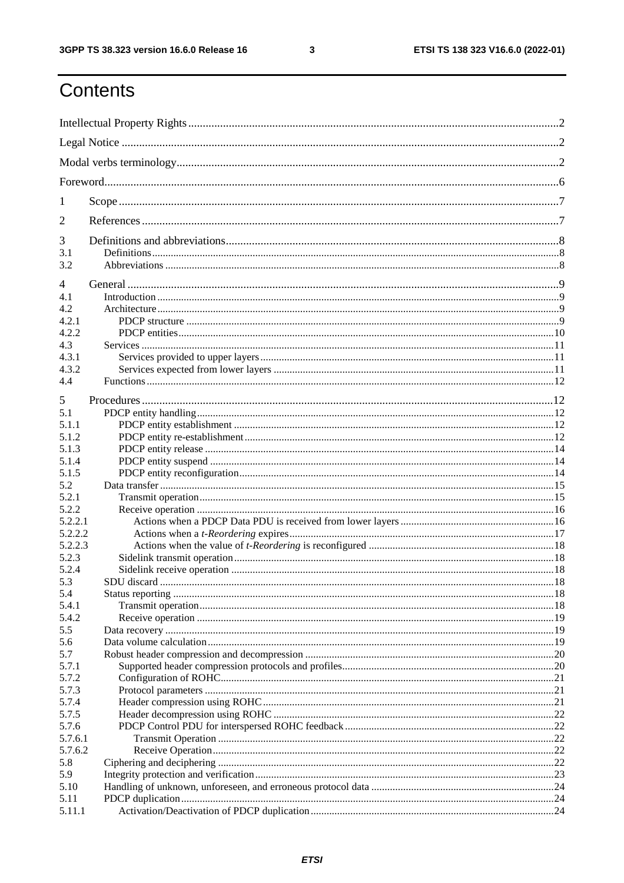# Contents

Intellectual Property Rights ........................................................................................................................................2

Legal Notice .................................................................................................................................................................2

Modal verbs terminology.............................................................................................................................................2

Foreword......................................................................................................................................................................6

1 Scope ........................................................................................................................................................................7

2 References ................................................................................................................................................................7

3 Definitions and abbreviations..................................................................................................................................8
3.1 Definitions.............................................................................................................................................................8
3.2 Abbreviations ........................................................................................................................................................8

4 General .....................................................................................................................................................................9
4.1 Introduction ...........................................................................................................................................................9
4.2 Architecture............................................................................................................................................................9
4.2.1 PDCP structure ..................................................................................................................................................9
4.2.2 PDCP entities.....................................................................................................................................................10
4.3 Services ................................................................................................................................................................11
4.3.1 Services provided to upper layers....................................................................................................................11
4.3.2 Services expected from lower layers ...............................................................................................................11
4.4 Functions..............................................................................................................................................................12

5 Procedures ..............................................................................................................................................................12
5.1 PDCP entity handling...........................................................................................................................................12
5.1.1 PDCP entity establishment ..............................................................................................................................12
5.1.2 PDCP entity re-establishment..........................................................................................................................12
5.1.3 PDCP entity release .........................................................................................................................................14
5.1.4 PDCP entity suspend .......................................................................................................................................14
5.1.5 PDCP entity reconfiguration............................................................................................................................14
5.2 Data transfer ........................................................................................................................................................15
5.2.1 Transmit operation...........................................................................................................................................15
5.2.2 Receive operation ............................................................................................................................................16
5.2.2.1 Actions when a PDCP Data PDU is received from lower layers ................................................................16
5.2.2.2 Actions when a *t-Reordering* expires........................................................................................................17
5.2.2.3 Actions when the value of *t-Reordering* is reconfigured ...........................................................................18
5.2.3 Sidelink transmit operation..............................................................................................................................18
5.2.4 Sidelink receive operation ...............................................................................................................................18
5.3 SDU discard .........................................................................................................................................................18
5.4 Status reporting ....................................................................................................................................................18
5.4.1 Transmit operation...........................................................................................................................................18
5.4.2 Receive operation ............................................................................................................................................19
5.5 Data recovery .......................................................................................................................................................19
5.6 Data volume calculation.......................................................................................................................................19
5.7 Robust header compression and decompression ..................................................................................................20
5.7.1 Supported header compression protocols and profiles.....................................................................................20
5.7.2 Configuration of ROHC...................................................................................................................................21
5.7.3 Protocol parameters .........................................................................................................................................21
5.7.4 Header compression using ROHC...................................................................................................................21
5.7.5 Header decompression using ROHC ...............................................................................................................22
5.7.6 PDCP Control PDU for interspersed ROHC feedback....................................................................................22
5.7.6.1 Transmit Operation ...................................................................................................................................22
5.7.6.2 Receive Operation.....................................................................................................................................22
5.8 Ciphering and deciphering ..................................................................................................................................22
5.9 Integrity protection and verification....................................................................................................................23
5.10 Handling of unknown, unforeseen, and erroneous protocol data .........................................................................24
5.11 PDCP duplication................................................................................................................................................24
5.11.1 Activation/Deactivation of PDCP duplication.................................................................................................24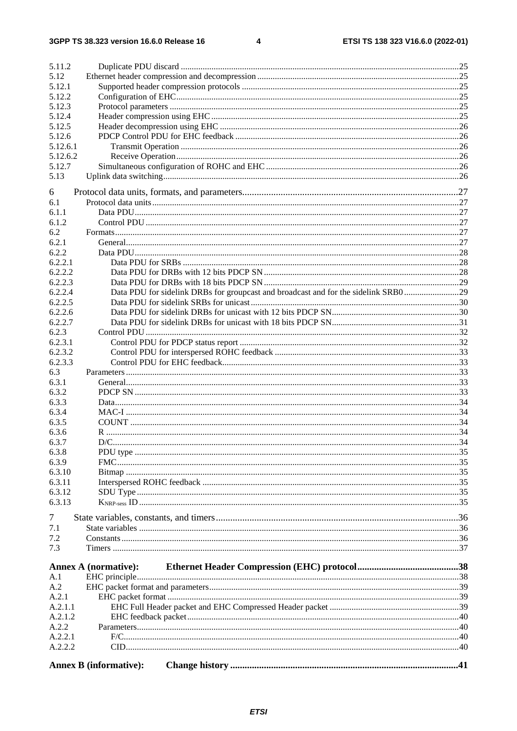5.11.2 Duplicate PDU discard ....25
5.12 Ethernet header compression and decompression ....25
5.12.1 Supported header compression protocols ....25
5.12.2 Configuration of EHC ....25
5.12.3 Protocol parameters ....25
5.12.4 Header compression using EHC ....25
5.12.5 Header decompression using EHC ....26
5.12.6 PDCP Control PDU for EHC feedback ....26
5.12.6.1 Transmit Operation ....26
5.12.6.2 Receive Operation ....26
5.12.7 Simultaneous configuration of ROHC and EHC ....26
5.13 Uplink data switching ....26

6 Protocol data units, formats, and parameters ....27
6.1 Protocol data units ....27
6.1.1 Data PDU ....27
6.1.2 Control PDU ....27
6.2 Formats ....27
6.2.1 General ....27
6.2.2 Data PDU ....28
6.2.2.1 Data PDU for SRBs ....28
6.2.2.2 Data PDU for DRBs with 12 bits PDCP SN ....28
6.2.2.3 Data PDU for DRBs with 18 bits PDCP SN ....29
6.2.2.4 Data PDU for sidelink DRBs for groupcast and broadcast and for the sidelink SRB0 ....29
6.2.2.5 Data PDU for sidelink SRBs for unicast ....30
6.2.2.6 Data PDU for sidelink DRBs for unicast with 12 bits PDCP SN ....30
6.2.2.7 Data PDU for sidelink DRBs for unicast with 18 bits PDCP SN ....31
6.2.3 Control PDU ....32
6.2.3.1 Control PDU for PDCP status report ....32
6.2.3.2 Control PDU for interspersed ROHC feedback ....33
6.2.3.3 Control PDU for EHC feedback ....33
6.3 Parameters ....33
6.3.1 General ....33
6.3.2 PDCP SN ....33
6.3.3 Data ....34
6.3.4 MAC-I ....34
6.3.5 COUNT ....34
6.3.6 R ....34
6.3.7 D/C ....34
6.3.8 PDU type ....35
6.3.9 FMC ....35
6.3.10 Bitmap ....35
6.3.11 Interspersed ROHC feedback ....35
6.3.12 SDU Type ....35
6.3.13 $K_{NRP-sess}$ ID ....35

7 State variables, constants, and timers ....36
7.1 State variables ....36
7.2 Constants ....36
7.3 Timers ....37

**Annex A (normative): Ethernet Header Compression (EHC) protocol ....38**
A.1 EHC principle ....38
A.2 EHC packet format and parameters ....39
A.2.1 EHC packet format ....39
A.2.1.1 EHC Full Header packet and EHC Compressed Header packet ....39
A.2.1.2 EHC feedback packet ....40
A.2.2 Parameters ....40
A.2.2.1 F/C ....40
A.2.2.2 CID ....40

**Annex B (informative): Change history ....41**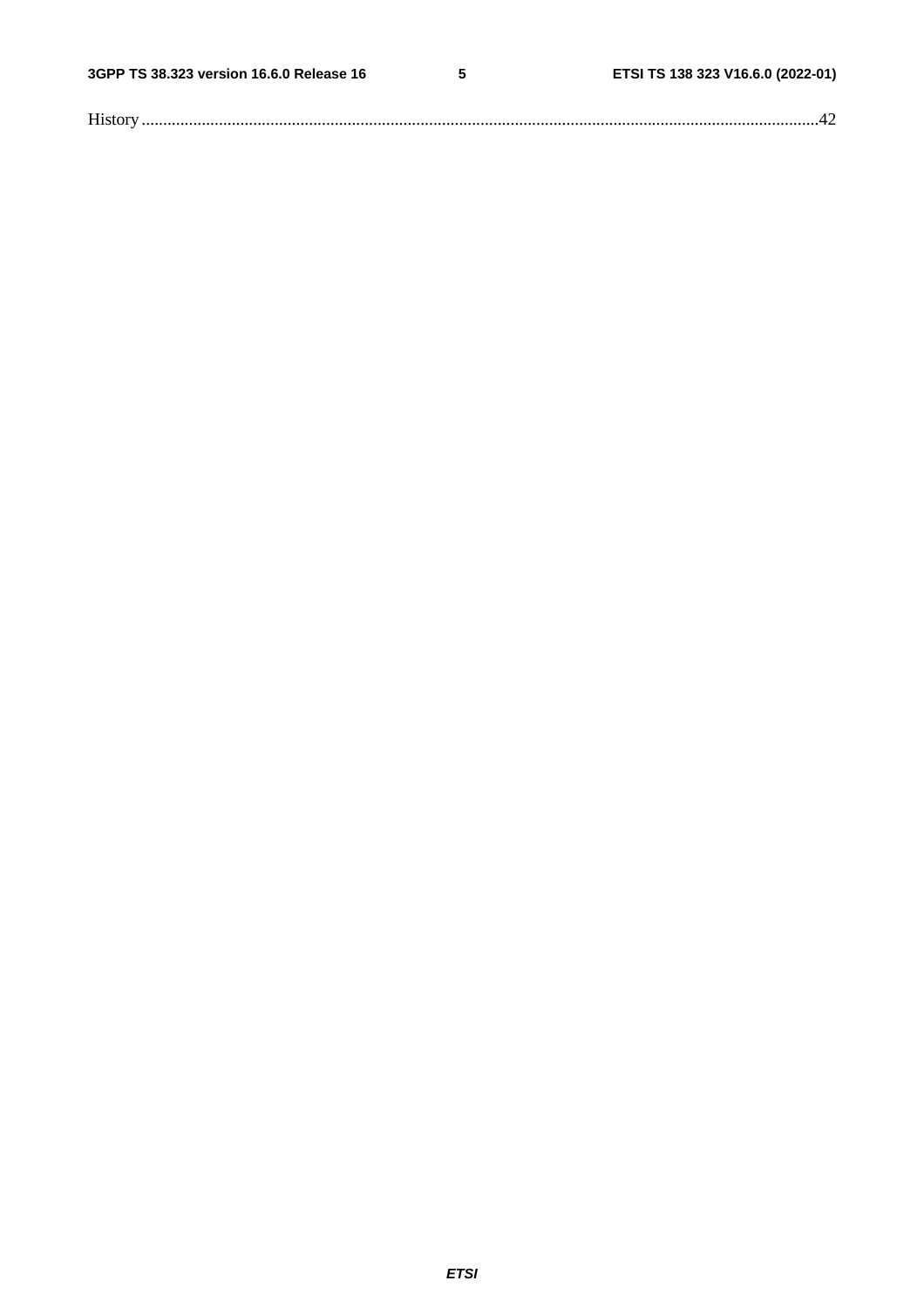History ............................................................................................................................................................42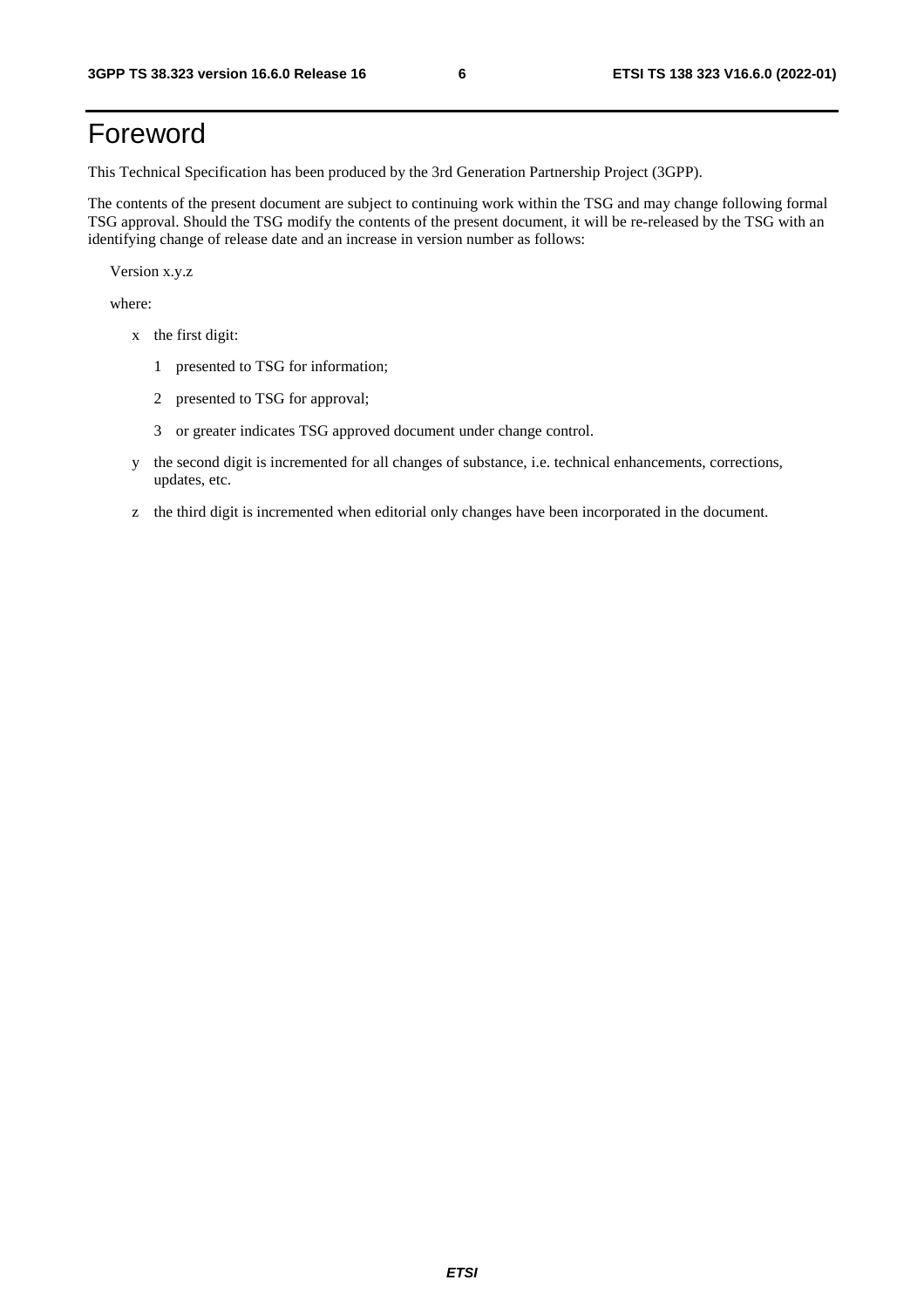# Foreword

This Technical Specification has been produced by the 3rd Generation Partnership Project (3GPP).

The contents of the present document are subject to continuing work within the TSG and may change following formal TSG approval. Should the TSG modify the contents of the present document, it will be re-released by the TSG with an identifying change of release date and an increase in version number as follows:

Version x.y.z

where:

- x the first digit:
  - 1 presented to TSG for information;
  - 2 presented to TSG for approval;
  - 3 or greater indicates TSG approved document under change control.
- y the second digit is incremented for all changes of substance, i.e. technical enhancements, corrections, updates, etc.
- z the third digit is incremented when editorial only changes have been incorporated in the document.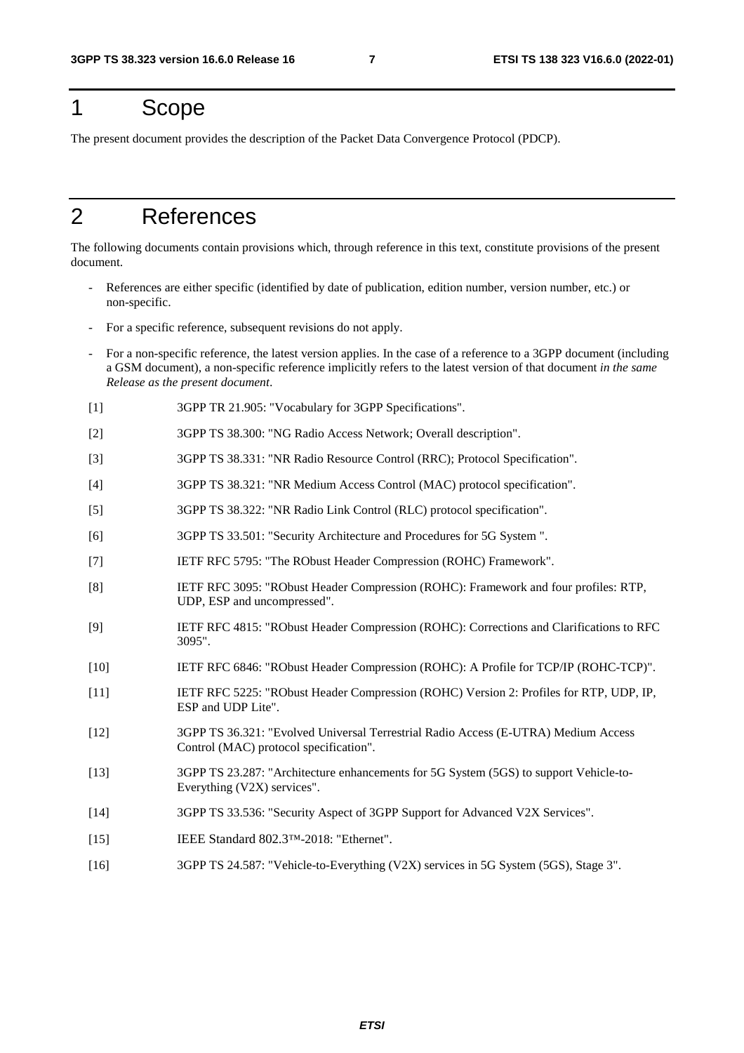# 1 Scope

The present document provides the description of the Packet Data Convergence Protocol (PDCP).

# 2 References

The following documents contain provisions which, through reference in this text, constitute provisions of the present document.

- References are either specific (identified by date of publication, edition number, version number, etc.) or non-specific.
- For a specific reference, subsequent revisions do not apply.
- For a non-specific reference, the latest version applies. In the case of a reference to a 3GPP document (including a GSM document), a non-specific reference implicitly refers to the latest version of that document *in the same Release as the present document*.

[1] 3GPP TR 21.905: "Vocabulary for 3GPP Specifications".

[2] 3GPP TS 38.300: "NG Radio Access Network; Overall description".

[3] 3GPP TS 38.331: "NR Radio Resource Control (RRC); Protocol Specification".

[4] 3GPP TS 38.321: "NR Medium Access Control (MAC) protocol specification".

[5] 3GPP TS 38.322: "NR Radio Link Control (RLC) protocol specification".

[6] 3GPP TS 33.501: "Security Architecture and Procedures for 5G System ".

[7] IETF RFC 5795: "The RObust Header Compression (ROHC) Framework".

[8] IETF RFC 3095: "RObust Header Compression (ROHC): Framework and four profiles: RTP, UDP, ESP and uncompressed".

[9] IETF RFC 4815: "RObust Header Compression (ROHC): Corrections and Clarifications to RFC 3095".

[10] IETF RFC 6846: "RObust Header Compression (ROHC): A Profile for TCP/IP (ROHC-TCP)".

[11] IETF RFC 5225: "RObust Header Compression (ROHC) Version 2: Profiles for RTP, UDP, IP, ESP and UDP Lite".

[12] 3GPP TS 36.321: "Evolved Universal Terrestrial Radio Access (E-UTRA) Medium Access Control (MAC) protocol specification".

[13] 3GPP TS 23.287: "Architecture enhancements for 5G System (5GS) to support Vehicle-to-Everything (V2X) services".

[14] 3GPP TS 33.536: "Security Aspect of 3GPP Support for Advanced V2X Services".

[15] IEEE Standard 802.3™-2018: "Ethernet".

[16] 3GPP TS 24.587: "Vehicle-to-Everything (V2X) services in 5G System (5GS), Stage 3".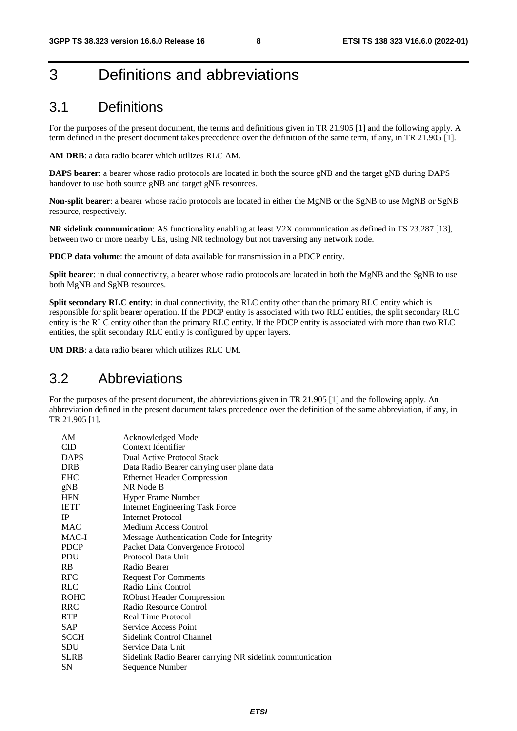# 3 Definitions and abbreviations

## 3.1 Definitions

For the purposes of the present document, the terms and definitions given in TR 21.905 [1] and the following apply. A term defined in the present document takes precedence over the definition of the same term, if any, in TR 21.905 [1].

**AM DRB**: a data radio bearer which utilizes RLC AM.

**DAPS bearer**: a bearer whose radio protocols are located in both the source gNB and the target gNB during DAPS handover to use both source gNB and target gNB resources.

**Non-split bearer**: a bearer whose radio protocols are located in either the MgNB or the SgNB to use MgNB or SgNB resource, respectively.

**NR sidelink communication**: AS functionality enabling at least V2X communication as defined in TS 23.287 [13], between two or more nearby UEs, using NR technology but not traversing any network node.

**PDCP data volume**: the amount of data available for transmission in a PDCP entity.

**Split bearer**: in dual connectivity, a bearer whose radio protocols are located in both the MgNB and the SgNB to use both MgNB and SgNB resources.

**Split secondary RLC entity**: in dual connectivity, the RLC entity other than the primary RLC entity which is responsible for split bearer operation. If the PDCP entity is associated with two RLC entities, the split secondary RLC entity is the RLC entity other than the primary RLC entity. If the PDCP entity is associated with more than two RLC entities, the split secondary RLC entity is configured by upper layers.

**UM DRB**: a data radio bearer which utilizes RLC UM.

## 3.2 Abbreviations

For the purposes of the present document, the abbreviations given in TR 21.905 [1] and the following apply. An abbreviation defined in the present document takes precedence over the definition of the same abbreviation, if any, in TR 21.905 [1].

| | |
|---|---|
| AM | Acknowledged Mode |
| CID | Context Identifier |
| DAPS | Dual Active Protocol Stack |
| DRB | Data Radio Bearer carrying user plane data |
| EHC | Ethernet Header Compression |
| gNB | NR Node B |
| HFN | Hyper Frame Number |
| IETF | Internet Engineering Task Force |
| IP | Internet Protocol |
| MAC | Medium Access Control |
| MAC-I | Message Authentication Code for Integrity |
| PDCP | Packet Data Convergence Protocol |
| PDU | Protocol Data Unit |
| RB | Radio Bearer |
| RFC | Request For Comments |
| RLC | Radio Link Control |
| ROHC | RObust Header Compression |
| RRC | Radio Resource Control |
| RTP | Real Time Protocol |
| SAP | Service Access Point |
| SCCH | Sidelink Control Channel |
| SDU | Service Data Unit |
| SLRB | Sidelink Radio Bearer carrying NR sidelink communication |
| SN | Sequence Number |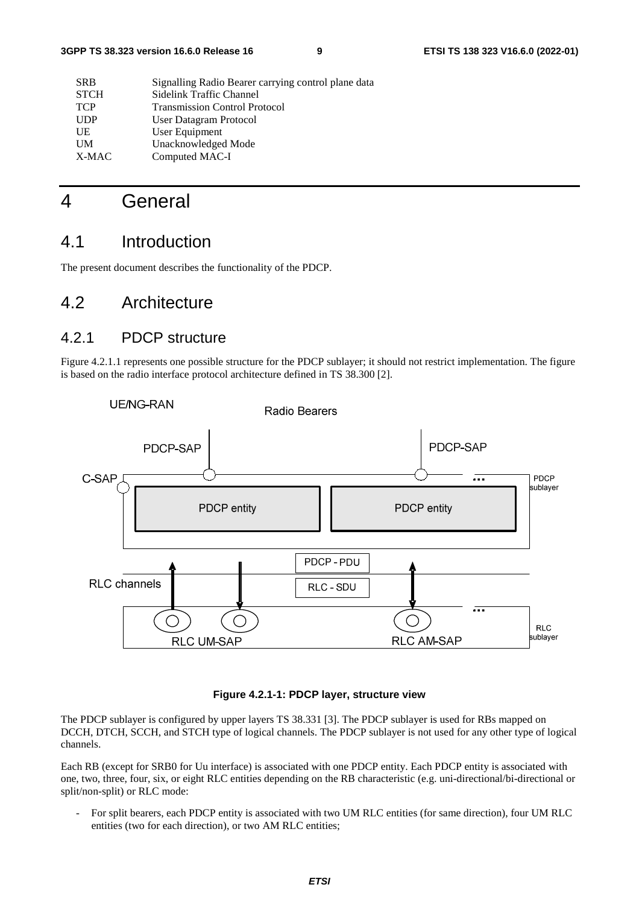| | |
|---|---|
| SRB | Signalling Radio Bearer carrying control plane data |
| STCH | Sidelink Traffic Channel |
| TCP | Transmission Control Protocol |
| UDP | User Datagram Protocol |
| UE | User Equipment |
| UM | Unacknowledged Mode |
| X-MAC | Computed MAC-I |

# 4 General

## 4.1 Introduction

The present document describes the functionality of the PDCP.

## 4.2 Architecture

### 4.2.1 PDCP structure

Figure 4.2.1.1 represents one possible structure for the PDCP sublayer; it should not restrict implementation. The figure is based on the radio interface protocol architecture defined in TS 38.300 [2].

**Figure 4.2.1-1: PDCP layer, structure view**

The PDCP sublayer is configured by upper layers TS 38.331 [3]. The PDCP sublayer is used for RBs mapped on DCCH, DTCH, SCCH, and STCH type of logical channels. The PDCP sublayer is not used for any other type of logical channels.

Each RB (except for SRB0 for Uu interface) is associated with one PDCP entity. Each PDCP entity is associated with one, two, three, four, six, or eight RLC entities depending on the RB characteristic (e.g. uni-directional/bi-directional or split/non-split) or RLC mode:

- For split bearers, each PDCP entity is associated with two UM RLC entities (for same direction), four UM RLC entities (two for each direction), or two AM RLC entities;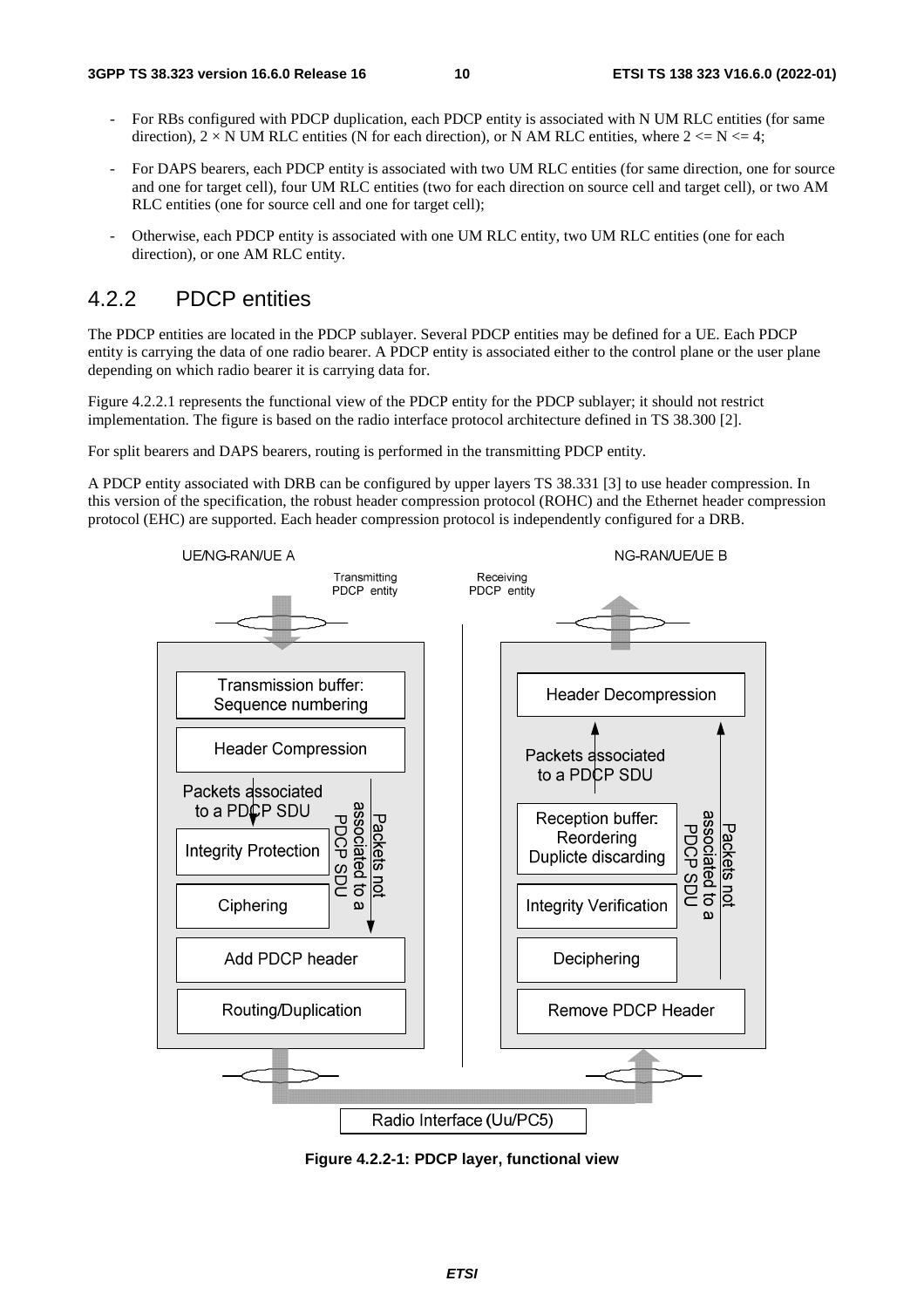- For RBs configured with PDCP duplication, each PDCP entity is associated with N UM RLC entities (for same direction), $2 \times N$ UM RLC entities (N for each direction), or N AM RLC entities, where $2 \leq N \leq 4$;

- For DAPS bearers, each PDCP entity is associated with two UM RLC entities (for same direction, one for source and one for target cell), four UM RLC entities (two for each direction on source cell and target cell), or two AM RLC entities (one for source cell and one for target cell);

- Otherwise, each PDCP entity is associated with one UM RLC entity, two UM RLC entities (one for each direction), or one AM RLC entity.

## 4.2.2 PDCP entities

The PDCP entities are located in the PDCP sublayer. Several PDCP entities may be defined for a UE. Each PDCP entity is carrying the data of one radio bearer. A PDCP entity is associated either to the control plane or the user plane depending on which radio bearer it is carrying data for.

Figure 4.2.2.1 represents the functional view of the PDCP entity for the PDCP sublayer; it should not restrict implementation. The figure is based on the radio interface protocol architecture defined in TS 38.300 [2].

For split bearers and DAPS bearers, routing is performed in the transmitting PDCP entity.

A PDCP entity associated with DRB can be configured by upper layers TS 38.331 [3] to use header compression. In this version of the specification, the robust header compression protocol (ROHC) and the Ethernet header compression protocol (EHC) are supported. Each header compression protocol is independently configured for a DRB.

UE/NG-RAN/UE A — Transmitting PDCP entity: Transmission buffer: Sequence numbering; Header Compression; Packets associated to a PDCP SDU; Integrity Protection; Ciphering; Packets not associated to a PDCP SDU; Add PDCP header; Routing/Duplication

NG-RAN/UE/UE B — Receiving PDCP entity: Remove PDCP Header; Deciphering; Integrity Verification; Reception buffer: Reordering Duplicte discarding; Packets associated to a PDCP SDU; Packets not associated to a PDCP SDU; Header Decompression

Radio Interface (Uu/PC5)

**Figure 4.2.2-1: PDCP layer, functional view**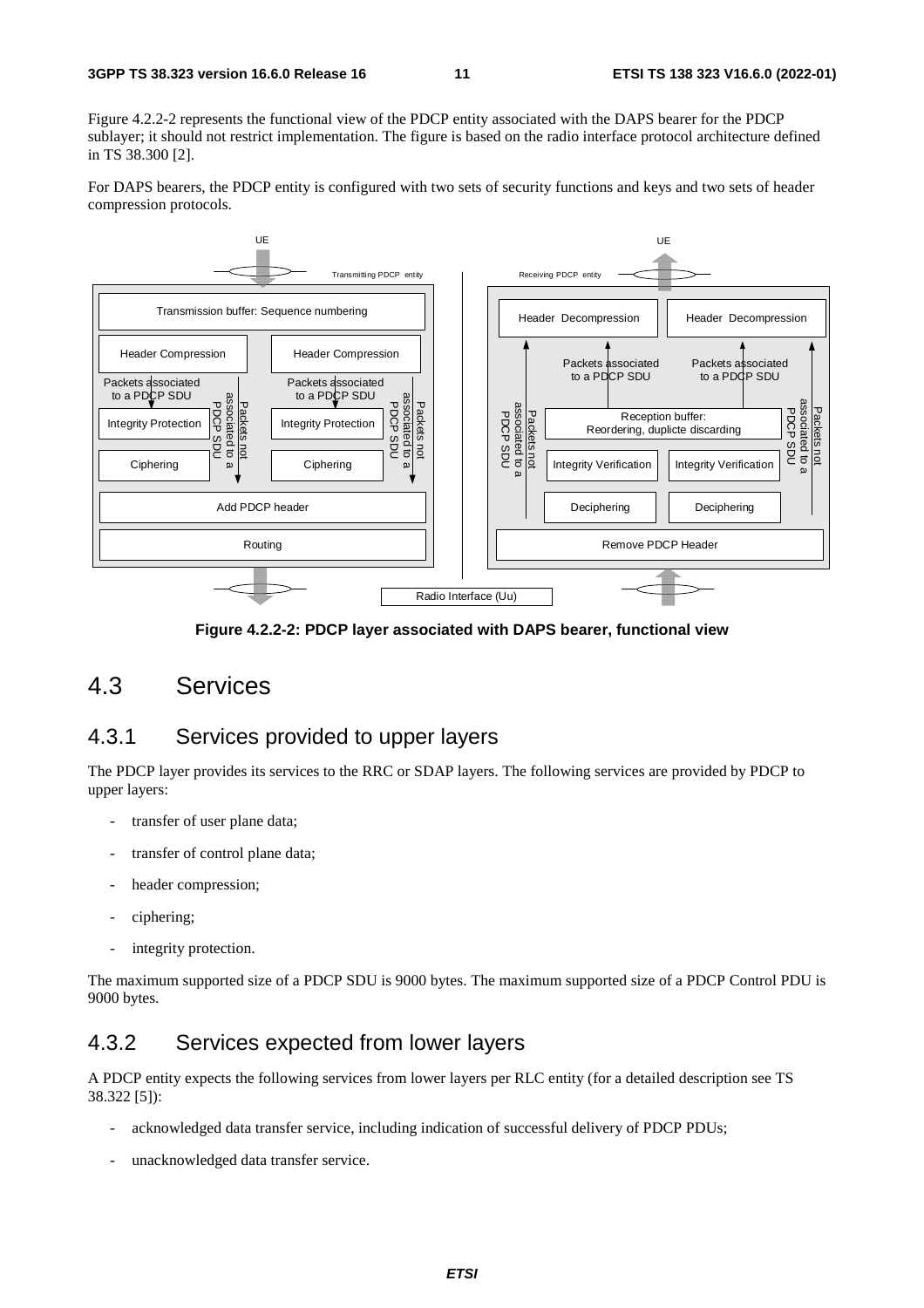Figure 4.2.2-2 represents the functional view of the PDCP entity associated with the DAPS bearer for the PDCP sublayer; it should not restrict implementation. The figure is based on the radio interface protocol architecture defined in TS 38.300 [2].

For DAPS bearers, the PDCP entity is configured with two sets of security functions and keys and two sets of header compression protocols.

**Figure 4.2.2-2: PDCP layer associated with DAPS bearer, functional view**

## 4.3 Services

### 4.3.1 Services provided to upper layers

The PDCP layer provides its services to the RRC or SDAP layers. The following services are provided by PDCP to upper layers:

- transfer of user plane data;
- transfer of control plane data;
- header compression;
- ciphering;
- integrity protection.

The maximum supported size of a PDCP SDU is 9000 bytes. The maximum supported size of a PDCP Control PDU is 9000 bytes.

### 4.3.2 Services expected from lower layers

A PDCP entity expects the following services from lower layers per RLC entity (for a detailed description see TS 38.322 [5]):

- acknowledged data transfer service, including indication of successful delivery of PDCP PDUs;
- unacknowledged data transfer service.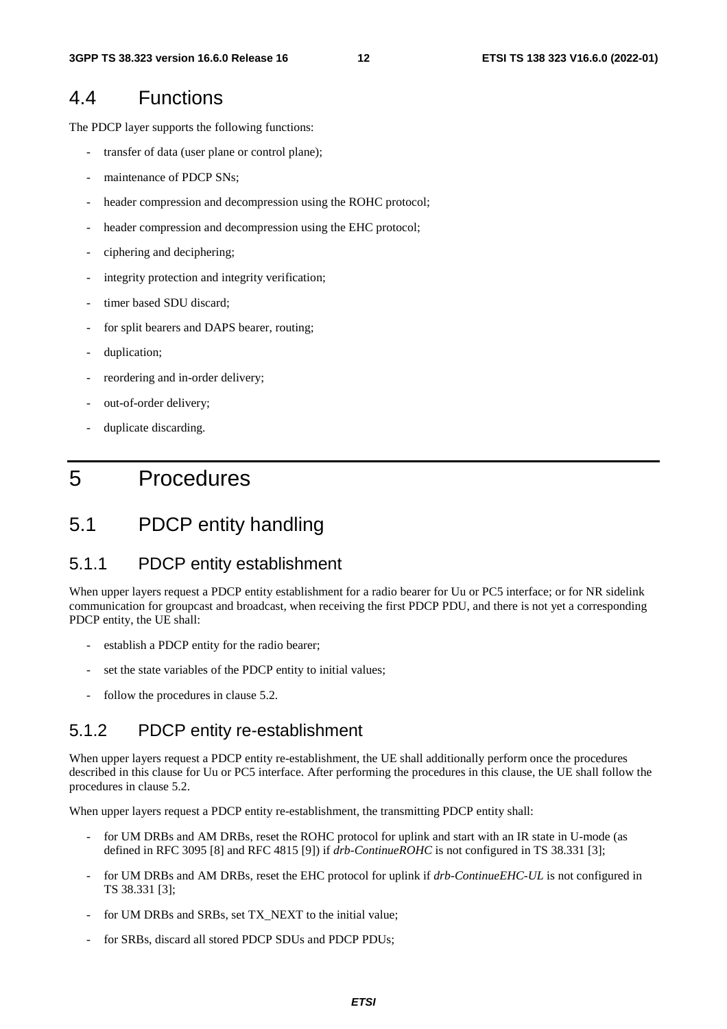## 4.4 Functions

The PDCP layer supports the following functions:

- transfer of data (user plane or control plane);
- maintenance of PDCP SNs;
- header compression and decompression using the ROHC protocol;
- header compression and decompression using the EHC protocol;
- ciphering and deciphering;
- integrity protection and integrity verification;
- timer based SDU discard;
- for split bearers and DAPS bearer, routing;
- duplication;
- reordering and in-order delivery;
- out-of-order delivery;
- duplicate discarding.

# 5 Procedures

## 5.1 PDCP entity handling

### 5.1.1 PDCP entity establishment

When upper layers request a PDCP entity establishment for a radio bearer for Uu or PC5 interface; or for NR sidelink communication for groupcast and broadcast, when receiving the first PDCP PDU, and there is not yet a corresponding PDCP entity, the UE shall:

- establish a PDCP entity for the radio bearer;
- set the state variables of the PDCP entity to initial values;
- follow the procedures in clause 5.2.

### 5.1.2 PDCP entity re-establishment

When upper layers request a PDCP entity re-establishment, the UE shall additionally perform once the procedures described in this clause for Uu or PC5 interface. After performing the procedures in this clause, the UE shall follow the procedures in clause 5.2.

When upper layers request a PDCP entity re-establishment, the transmitting PDCP entity shall:

- for UM DRBs and AM DRBs, reset the ROHC protocol for uplink and start with an IR state in U-mode (as defined in RFC 3095 [8] and RFC 4815 [9]) if *drb-ContinueROHC* is not configured in TS 38.331 [3];
- for UM DRBs and AM DRBs, reset the EHC protocol for uplink if *drb-ContinueEHC-UL* is not configured in TS 38.331 [3];
- for UM DRBs and SRBs, set TX_NEXT to the initial value;
- for SRBs, discard all stored PDCP SDUs and PDCP PDUs;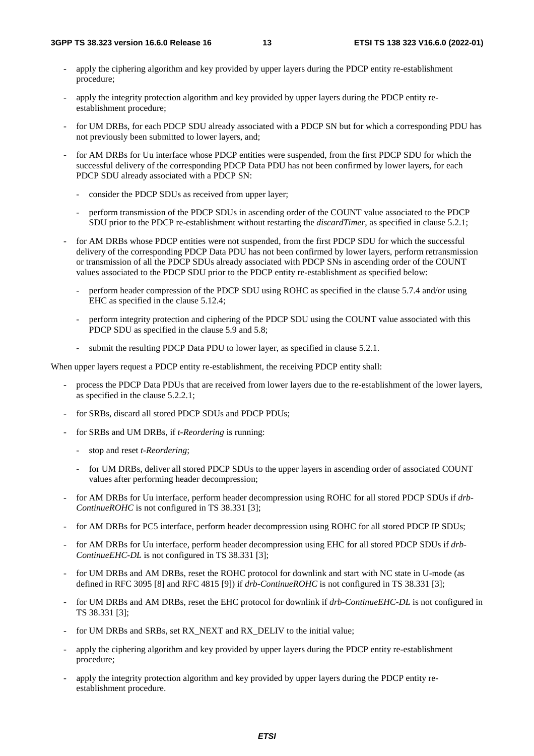- apply the ciphering algorithm and key provided by upper layers during the PDCP entity re-establishment procedure;
- apply the integrity protection algorithm and key provided by upper layers during the PDCP entity re-establishment procedure;
- for UM DRBs, for each PDCP SDU already associated with a PDCP SN but for which a corresponding PDU has not previously been submitted to lower layers, and;
- for AM DRBs for Uu interface whose PDCP entities were suspended, from the first PDCP SDU for which the successful delivery of the corresponding PDCP Data PDU has not been confirmed by lower layers, for each PDCP SDU already associated with a PDCP SN:
  - consider the PDCP SDUs as received from upper layer;
  - perform transmission of the PDCP SDUs in ascending order of the COUNT value associated to the PDCP SDU prior to the PDCP re-establishment without restarting the *discardTimer*, as specified in clause 5.2.1;
- for AM DRBs whose PDCP entities were not suspended, from the first PDCP SDU for which the successful delivery of the corresponding PDCP Data PDU has not been confirmed by lower layers, perform retransmission or transmission of all the PDCP SDUs already associated with PDCP SNs in ascending order of the COUNT values associated to the PDCP SDU prior to the PDCP entity re-establishment as specified below:
  - perform header compression of the PDCP SDU using ROHC as specified in the clause 5.7.4 and/or using EHC as specified in the clause 5.12.4;
  - perform integrity protection and ciphering of the PDCP SDU using the COUNT value associated with this PDCP SDU as specified in the clause 5.9 and 5.8;
  - submit the resulting PDCP Data PDU to lower layer, as specified in clause 5.2.1.

When upper layers request a PDCP entity re-establishment, the receiving PDCP entity shall:

- process the PDCP Data PDUs that are received from lower layers due to the re-establishment of the lower layers, as specified in the clause 5.2.2.1;
- for SRBs, discard all stored PDCP SDUs and PDCP PDUs;
- for SRBs and UM DRBs, if *t-Reordering* is running:
  - stop and reset *t-Reordering*;
  - for UM DRBs, deliver all stored PDCP SDUs to the upper layers in ascending order of associated COUNT values after performing header decompression;
- for AM DRBs for Uu interface, perform header decompression using ROHC for all stored PDCP SDUs if *drb-ContinueROHC* is not configured in TS 38.331 [3];
- for AM DRBs for PC5 interface, perform header decompression using ROHC for all stored PDCP IP SDUs;
- for AM DRBs for Uu interface, perform header decompression using EHC for all stored PDCP SDUs if *drb-ContinueEHC-DL* is not configured in TS 38.331 [3];
- for UM DRBs and AM DRBs, reset the ROHC protocol for downlink and start with NC state in U-mode (as defined in RFC 3095 [8] and RFC 4815 [9]) if *drb-ContinueROHC* is not configured in TS 38.331 [3];
- for UM DRBs and AM DRBs, reset the EHC protocol for downlink if *drb-ContinueEHC-DL* is not configured in TS 38.331 [3];
- for UM DRBs and SRBs, set RX_NEXT and RX_DELIV to the initial value;
- apply the ciphering algorithm and key provided by upper layers during the PDCP entity re-establishment procedure;
- apply the integrity protection algorithm and key provided by upper layers during the PDCP entity re-establishment procedure.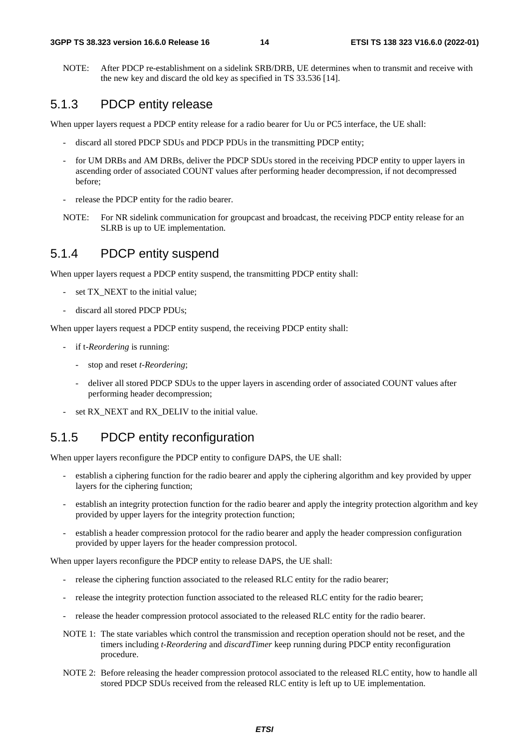NOTE: After PDCP re-establishment on a sidelink SRB/DRB, UE determines when to transmit and receive with the new key and discard the old key as specified in TS 33.536 [14].

### 5.1.3 PDCP entity release

When upper layers request a PDCP entity release for a radio bearer for Uu or PC5 interface, the UE shall:

- discard all stored PDCP SDUs and PDCP PDUs in the transmitting PDCP entity;
- for UM DRBs and AM DRBs, deliver the PDCP SDUs stored in the receiving PDCP entity to upper layers in ascending order of associated COUNT values after performing header decompression, if not decompressed before;
- release the PDCP entity for the radio bearer.

NOTE: For NR sidelink communication for groupcast and broadcast, the receiving PDCP entity release for an SLRB is up to UE implementation.

### 5.1.4 PDCP entity suspend

When upper layers request a PDCP entity suspend, the transmitting PDCP entity shall:

- set TX_NEXT to the initial value;
- discard all stored PDCP PDUs;

When upper layers request a PDCP entity suspend, the receiving PDCP entity shall:

- if t-*Reordering* is running:
  - stop and reset *t-Reordering*;
  - deliver all stored PDCP SDUs to the upper layers in ascending order of associated COUNT values after performing header decompression;
- set RX_NEXT and RX_DELIV to the initial value.

### 5.1.5 PDCP entity reconfiguration

When upper layers reconfigure the PDCP entity to configure DAPS, the UE shall:

- establish a ciphering function for the radio bearer and apply the ciphering algorithm and key provided by upper layers for the ciphering function;
- establish an integrity protection function for the radio bearer and apply the integrity protection algorithm and key provided by upper layers for the integrity protection function;
- establish a header compression protocol for the radio bearer and apply the header compression configuration provided by upper layers for the header compression protocol.

When upper layers reconfigure the PDCP entity to release DAPS, the UE shall:

- release the ciphering function associated to the released RLC entity for the radio bearer;
- release the integrity protection function associated to the released RLC entity for the radio bearer;
- release the header compression protocol associated to the released RLC entity for the radio bearer.

NOTE 1: The state variables which control the transmission and reception operation should not be reset, and the timers including *t-Reordering* and *discardTimer* keep running during PDCP entity reconfiguration procedure.

NOTE 2: Before releasing the header compression protocol associated to the released RLC entity, how to handle all stored PDCP SDUs received from the released RLC entity is left up to UE implementation.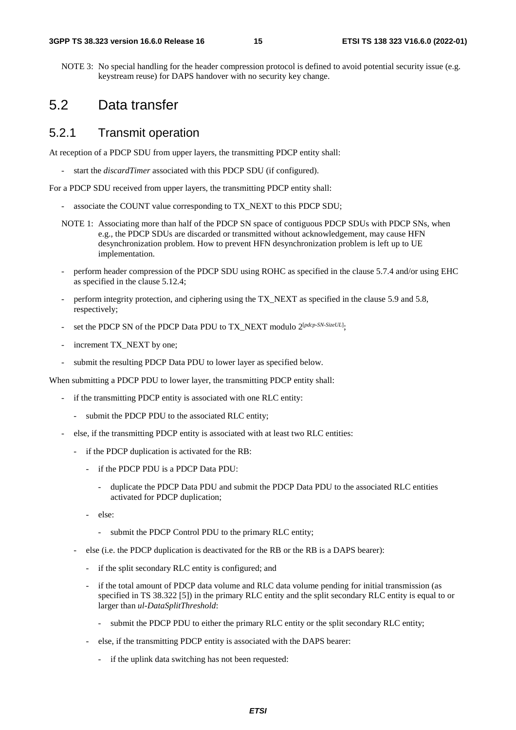NOTE 3: No special handling for the header compression protocol is defined to avoid potential security issue (e.g. keystream reuse) for DAPS handover with no security key change.

## 5.2 Data transfer

### 5.2.1 Transmit operation

At reception of a PDCP SDU from upper layers, the transmitting PDCP entity shall:

- start the *discardTimer* associated with this PDCP SDU (if configured).

For a PDCP SDU received from upper layers, the transmitting PDCP entity shall:

- associate the COUNT value corresponding to TX_NEXT to this PDCP SDU;

NOTE 1: Associating more than half of the PDCP SN space of contiguous PDCP SDUs with PDCP SNs, when e.g., the PDCP SDUs are discarded or transmitted without acknowledgement, may cause HFN desynchronization problem. How to prevent HFN desynchronization problem is left up to UE implementation.

- perform header compression of the PDCP SDU using ROHC as specified in the clause 5.7.4 and/or using EHC as specified in the clause 5.12.4;
- perform integrity protection, and ciphering using the TX_NEXT as specified in the clause 5.9 and 5.8, respectively;
- set the PDCP SN of the PDCP Data PDU to TX_NEXT modulo $2^{[pdcp\text{-}SN\text{-}SizeUL]}$;
- increment TX_NEXT by one;
- submit the resulting PDCP Data PDU to lower layer as specified below.

When submitting a PDCP PDU to lower layer, the transmitting PDCP entity shall:

- if the transmitting PDCP entity is associated with one RLC entity:
  - submit the PDCP PDU to the associated RLC entity;
- else, if the transmitting PDCP entity is associated with at least two RLC entities:
  - if the PDCP duplication is activated for the RB:
    - if the PDCP PDU is a PDCP Data PDU:
      - duplicate the PDCP Data PDU and submit the PDCP Data PDU to the associated RLC entities activated for PDCP duplication;
    - else:
      - submit the PDCP Control PDU to the primary RLC entity;
  - else (i.e. the PDCP duplication is deactivated for the RB or the RB is a DAPS bearer):
    - if the split secondary RLC entity is configured; and
    - if the total amount of PDCP data volume and RLC data volume pending for initial transmission (as specified in TS 38.322 [5]) in the primary RLC entity and the split secondary RLC entity is equal to or larger than *ul-DataSplitThreshold*:
      - submit the PDCP PDU to either the primary RLC entity or the split secondary RLC entity;
    - else, if the transmitting PDCP entity is associated with the DAPS bearer:
      - if the uplink data switching has not been requested: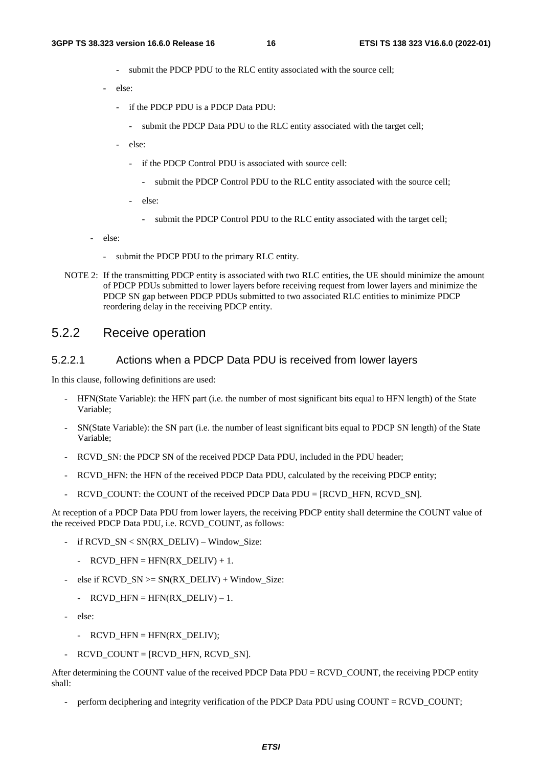- submit the PDCP PDU to the RLC entity associated with the source cell;
- else:
  - if the PDCP PDU is a PDCP Data PDU:
    - submit the PDCP Data PDU to the RLC entity associated with the target cell;
  - else:
    - if the PDCP Control PDU is associated with source cell:
      - submit the PDCP Control PDU to the RLC entity associated with the source cell;
    - else:
      - submit the PDCP Control PDU to the RLC entity associated with the target cell;
- else:
  - submit the PDCP PDU to the primary RLC entity.

NOTE 2: If the transmitting PDCP entity is associated with two RLC entities, the UE should minimize the amount of PDCP PDUs submitted to lower layers before receiving request from lower layers and minimize the PDCP SN gap between PDCP PDUs submitted to two associated RLC entities to minimize PDCP reordering delay in the receiving PDCP entity.

## 5.2.2 Receive operation

### 5.2.2.1 Actions when a PDCP Data PDU is received from lower layers

In this clause, following definitions are used:

- HFN(State Variable): the HFN part (i.e. the number of most significant bits equal to HFN length) of the State Variable;
- SN(State Variable): the SN part (i.e. the number of least significant bits equal to PDCP SN length) of the State Variable;
- RCVD_SN: the PDCP SN of the received PDCP Data PDU, included in the PDU header;
- RCVD_HFN: the HFN of the received PDCP Data PDU, calculated by the receiving PDCP entity;
- RCVD_COUNT: the COUNT of the received PDCP Data PDU = [RCVD_HFN, RCVD_SN].

At reception of a PDCP Data PDU from lower layers, the receiving PDCP entity shall determine the COUNT value of the received PDCP Data PDU, i.e. RCVD_COUNT, as follows:

- if RCVD_SN < SN(RX_DELIV) – Window_Size:
  - RCVD_HFN = HFN(RX_DELIV) + 1.
- else if RCVD_SN >= SN(RX_DELIV) + Window_Size:
  - RCVD_HFN = HFN(RX_DELIV) – 1.
- else:
  - RCVD_HFN = HFN(RX_DELIV);
- RCVD_COUNT = [RCVD_HFN, RCVD_SN].

After determining the COUNT value of the received PDCP Data PDU = RCVD_COUNT, the receiving PDCP entity shall:

- perform deciphering and integrity verification of the PDCP Data PDU using COUNT = RCVD_COUNT;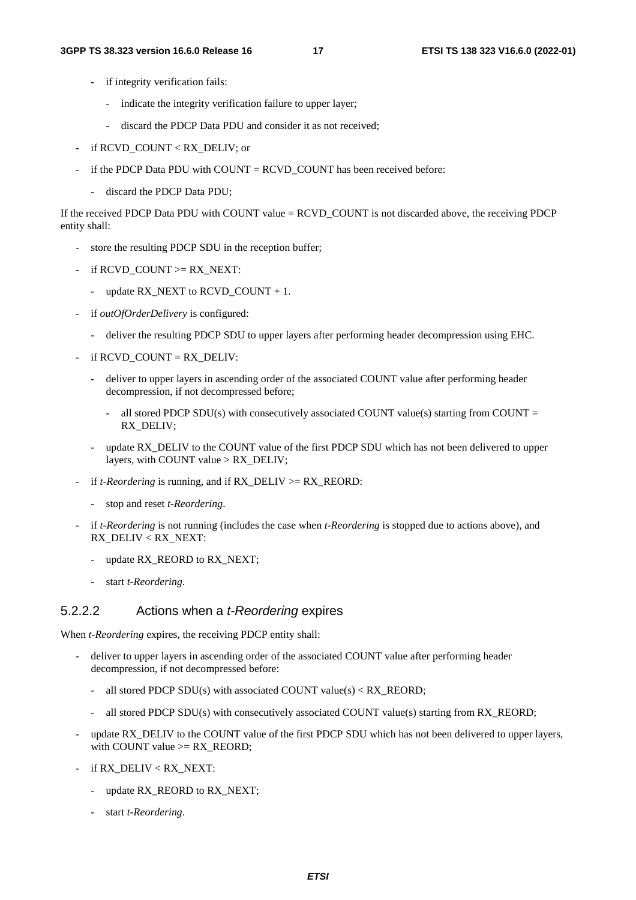- if integrity verification fails:
  - indicate the integrity verification failure to upper layer;
  - discard the PDCP Data PDU and consider it as not received;
- if RCVD_COUNT < RX_DELIV; or
- if the PDCP Data PDU with COUNT = RCVD_COUNT has been received before:
  - discard the PDCP Data PDU;

If the received PDCP Data PDU with COUNT value = RCVD_COUNT is not discarded above, the receiving PDCP entity shall:

- store the resulting PDCP SDU in the reception buffer;
- if RCVD_COUNT >= RX_NEXT:
  - update RX_NEXT to RCVD_COUNT + 1.
- if *outOfOrderDelivery* is configured:
  - deliver the resulting PDCP SDU to upper layers after performing header decompression using EHC.
- if RCVD_COUNT = RX_DELIV:
  - deliver to upper layers in ascending order of the associated COUNT value after performing header decompression, if not decompressed before;
    - all stored PDCP SDU(s) with consecutively associated COUNT value(s) starting from COUNT = RX_DELIV;
  - update RX_DELIV to the COUNT value of the first PDCP SDU which has not been delivered to upper layers, with COUNT value > RX_DELIV;
- if *t-Reordering* is running, and if RX_DELIV >= RX_REORD:
  - stop and reset *t-Reordering*.
- if *t-Reordering* is not running (includes the case when *t-Reordering* is stopped due to actions above), and RX_DELIV < RX_NEXT:
  - update RX_REORD to RX_NEXT;
  - start *t-Reordering*.

#### 5.2.2.2 Actions when a *t-Reordering* expires

When *t-Reordering* expires, the receiving PDCP entity shall:

- deliver to upper layers in ascending order of the associated COUNT value after performing header decompression, if not decompressed before:
  - all stored PDCP SDU(s) with associated COUNT value(s) < RX_REORD;
  - all stored PDCP SDU(s) with consecutively associated COUNT value(s) starting from RX_REORD;
- update RX_DELIV to the COUNT value of the first PDCP SDU which has not been delivered to upper layers, with COUNT value >= RX_REORD;
- if RX_DELIV < RX_NEXT:
  - update RX_REORD to RX_NEXT;
  - start *t-Reordering*.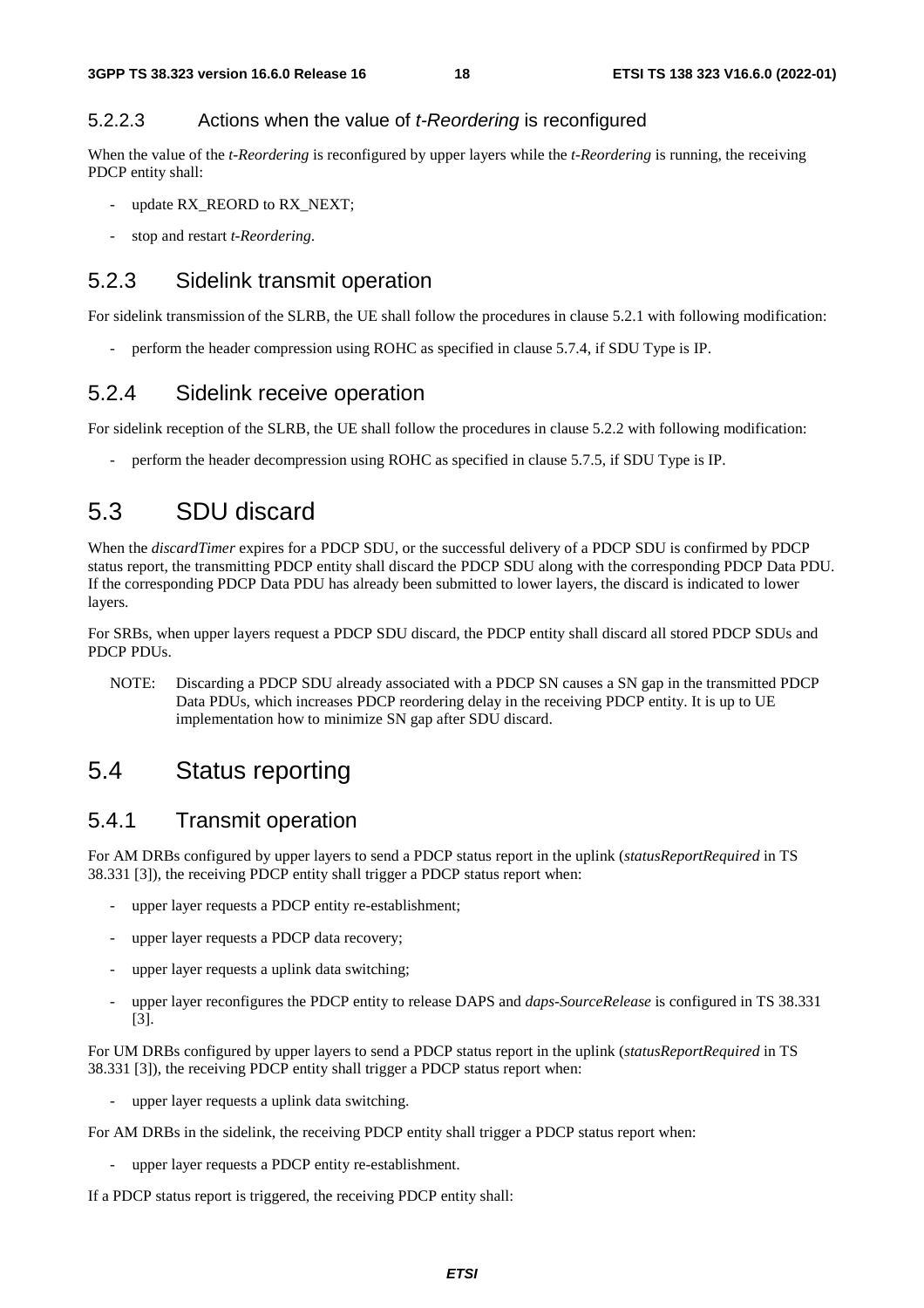#### 5.2.2.3 Actions when the value of *t-Reordering* is reconfigured

When the value of the *t-Reordering* is reconfigured by upper layers while the *t-Reordering* is running, the receiving PDCP entity shall:

- update RX_REORD to RX_NEXT;
- stop and restart *t-Reordering*.

### 5.2.3 Sidelink transmit operation

For sidelink transmission of the SLRB, the UE shall follow the procedures in clause 5.2.1 with following modification:

- perform the header compression using ROHC as specified in clause 5.7.4, if SDU Type is IP.

### 5.2.4 Sidelink receive operation

For sidelink reception of the SLRB, the UE shall follow the procedures in clause 5.2.2 with following modification:

- perform the header decompression using ROHC as specified in clause 5.7.5, if SDU Type is IP.

## 5.3 SDU discard

When the *discardTimer* expires for a PDCP SDU, or the successful delivery of a PDCP SDU is confirmed by PDCP status report, the transmitting PDCP entity shall discard the PDCP SDU along with the corresponding PDCP Data PDU. If the corresponding PDCP Data PDU has already been submitted to lower layers, the discard is indicated to lower layers.

For SRBs, when upper layers request a PDCP SDU discard, the PDCP entity shall discard all stored PDCP SDUs and PDCP PDUs.

NOTE: Discarding a PDCP SDU already associated with a PDCP SN causes a SN gap in the transmitted PDCP Data PDUs, which increases PDCP reordering delay in the receiving PDCP entity. It is up to UE implementation how to minimize SN gap after SDU discard.

## 5.4 Status reporting

### 5.4.1 Transmit operation

For AM DRBs configured by upper layers to send a PDCP status report in the uplink (*statusReportRequired* in TS 38.331 [3]), the receiving PDCP entity shall trigger a PDCP status report when:

- upper layer requests a PDCP entity re-establishment;
- upper layer requests a PDCP data recovery;
- upper layer requests a uplink data switching;
- upper layer reconfigures the PDCP entity to release DAPS and *daps-SourceRelease* is configured in TS 38.331 [3].

For UM DRBs configured by upper layers to send a PDCP status report in the uplink (*statusReportRequired* in TS 38.331 [3]), the receiving PDCP entity shall trigger a PDCP status report when:

- upper layer requests a uplink data switching.

For AM DRBs in the sidelink, the receiving PDCP entity shall trigger a PDCP status report when:

- upper layer requests a PDCP entity re-establishment.

If a PDCP status report is triggered, the receiving PDCP entity shall: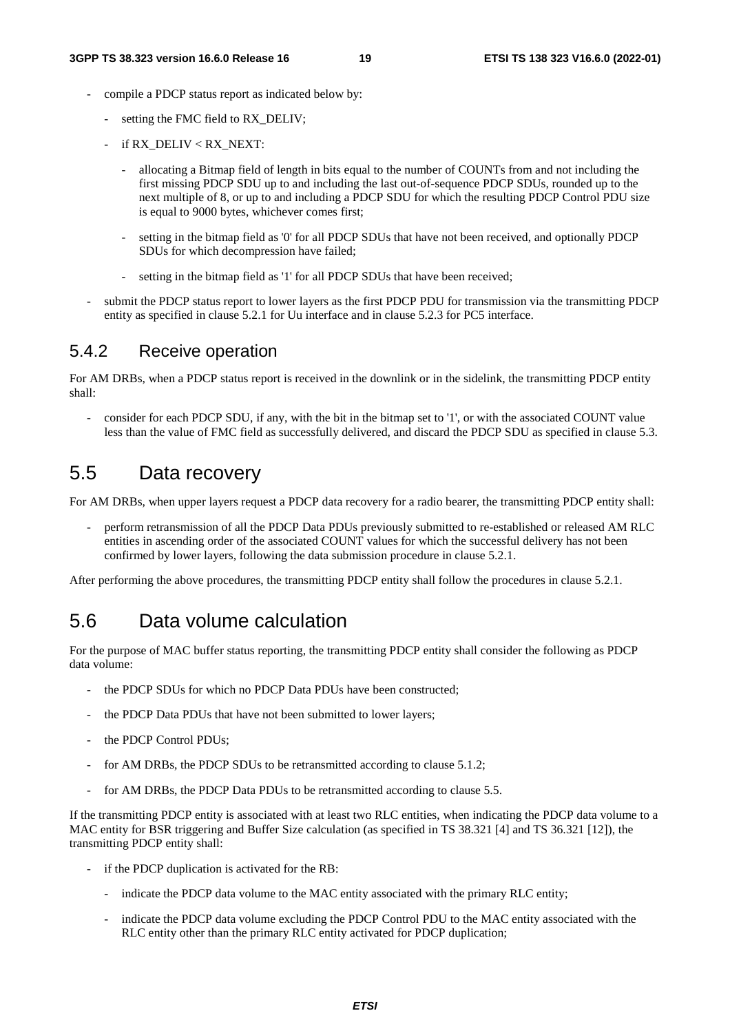- compile a PDCP status report as indicated below by:
  - setting the FMC field to RX_DELIV;
  - if RX_DELIV < RX_NEXT:
    - allocating a Bitmap field of length in bits equal to the number of COUNTs from and not including the first missing PDCP SDU up to and including the last out-of-sequence PDCP SDUs, rounded up to the next multiple of 8, or up to and including a PDCP SDU for which the resulting PDCP Control PDU size is equal to 9000 bytes, whichever comes first;
    - setting in the bitmap field as '0' for all PDCP SDUs that have not been received, and optionally PDCP SDUs for which decompression have failed;
    - setting in the bitmap field as '1' for all PDCP SDUs that have been received;
- submit the PDCP status report to lower layers as the first PDCP PDU for transmission via the transmitting PDCP entity as specified in clause 5.2.1 for Uu interface and in clause 5.2.3 for PC5 interface.

### 5.4.2 Receive operation

For AM DRBs, when a PDCP status report is received in the downlink or in the sidelink, the transmitting PDCP entity shall:

- consider for each PDCP SDU, if any, with the bit in the bitmap set to '1', or with the associated COUNT value less than the value of FMC field as successfully delivered, and discard the PDCP SDU as specified in clause 5.3.

## 5.5 Data recovery

For AM DRBs, when upper layers request a PDCP data recovery for a radio bearer, the transmitting PDCP entity shall:

- perform retransmission of all the PDCP Data PDUs previously submitted to re-established or released AM RLC entities in ascending order of the associated COUNT values for which the successful delivery has not been confirmed by lower layers, following the data submission procedure in clause 5.2.1.

After performing the above procedures, the transmitting PDCP entity shall follow the procedures in clause 5.2.1.

## 5.6 Data volume calculation

For the purpose of MAC buffer status reporting, the transmitting PDCP entity shall consider the following as PDCP data volume:

- the PDCP SDUs for which no PDCP Data PDUs have been constructed;
- the PDCP Data PDUs that have not been submitted to lower layers;
- the PDCP Control PDUs;
- for AM DRBs, the PDCP SDUs to be retransmitted according to clause 5.1.2;
- for AM DRBs, the PDCP Data PDUs to be retransmitted according to clause 5.5.

If the transmitting PDCP entity is associated with at least two RLC entities, when indicating the PDCP data volume to a MAC entity for BSR triggering and Buffer Size calculation (as specified in TS 38.321 [4] and TS 36.321 [12]), the transmitting PDCP entity shall:

- if the PDCP duplication is activated for the RB:
  - indicate the PDCP data volume to the MAC entity associated with the primary RLC entity;
  - indicate the PDCP data volume excluding the PDCP Control PDU to the MAC entity associated with the RLC entity other than the primary RLC entity activated for PDCP duplication;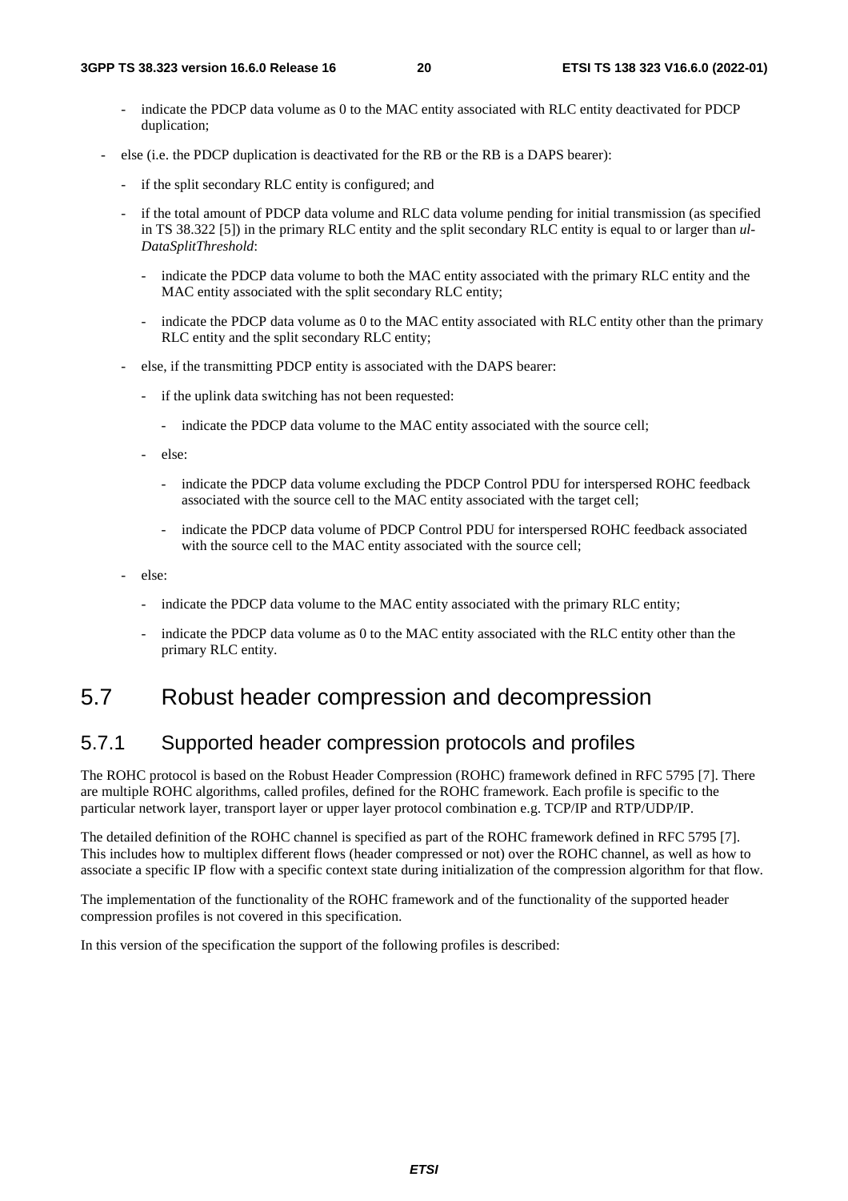- indicate the PDCP data volume as 0 to the MAC entity associated with RLC entity deactivated for PDCP duplication;

- else (i.e. the PDCP duplication is deactivated for the RB or the RB is a DAPS bearer):
  - if the split secondary RLC entity is configured; and
  - if the total amount of PDCP data volume and RLC data volume pending for initial transmission (as specified in TS 38.322 [5]) in the primary RLC entity and the split secondary RLC entity is equal to or larger than *ul-DataSplitThreshold*:
    - indicate the PDCP data volume to both the MAC entity associated with the primary RLC entity and the MAC entity associated with the split secondary RLC entity;
    - indicate the PDCP data volume as 0 to the MAC entity associated with RLC entity other than the primary RLC entity and the split secondary RLC entity;
  - else, if the transmitting PDCP entity is associated with the DAPS bearer:
    - if the uplink data switching has not been requested:
      - indicate the PDCP data volume to the MAC entity associated with the source cell;
    - else:
      - indicate the PDCP data volume excluding the PDCP Control PDU for interspersed ROHC feedback associated with the source cell to the MAC entity associated with the target cell;
      - indicate the PDCP data volume of PDCP Control PDU for interspersed ROHC feedback associated with the source cell to the MAC entity associated with the source cell;
  - else:
    - indicate the PDCP data volume to the MAC entity associated with the primary RLC entity;
    - indicate the PDCP data volume as 0 to the MAC entity associated with the RLC entity other than the primary RLC entity.

# 5.7 Robust header compression and decompression

## 5.7.1 Supported header compression protocols and profiles

The ROHC protocol is based on the Robust Header Compression (ROHC) framework defined in RFC 5795 [7]. There are multiple ROHC algorithms, called profiles, defined for the ROHC framework. Each profile is specific to the particular network layer, transport layer or upper layer protocol combination e.g. TCP/IP and RTP/UDP/IP.

The detailed definition of the ROHC channel is specified as part of the ROHC framework defined in RFC 5795 [7]. This includes how to multiplex different flows (header compressed or not) over the ROHC channel, as well as how to associate a specific IP flow with a specific context state during initialization of the compression algorithm for that flow.

The implementation of the functionality of the ROHC framework and of the functionality of the supported header compression profiles is not covered in this specification.

In this version of the specification the support of the following profiles is described: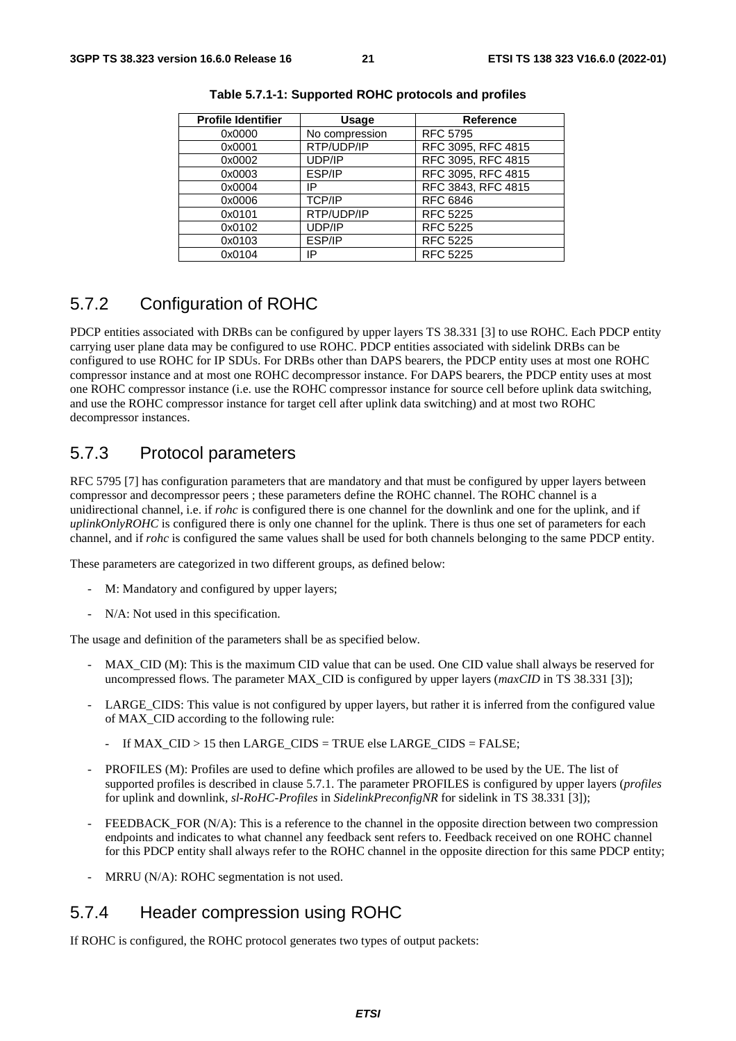**Table 5.7.1-1: Supported ROHC protocols and profiles**

| Profile Identifier | Usage | Reference |
|---|---|---|
| 0x0000 | No compression | RFC 5795 |
| 0x0001 | RTP/UDP/IP | RFC 3095, RFC 4815 |
| 0x0002 | UDP/IP | RFC 3095, RFC 4815 |
| 0x0003 | ESP/IP | RFC 3095, RFC 4815 |
| 0x0004 | IP | RFC 3843, RFC 4815 |
| 0x0006 | TCP/IP | RFC 6846 |
| 0x0101 | RTP/UDP/IP | RFC 5225 |
| 0x0102 | UDP/IP | RFC 5225 |
| 0x0103 | ESP/IP | RFC 5225 |
| 0x0104 | IP | RFC 5225 |

## 5.7.2 Configuration of ROHC

PDCP entities associated with DRBs can be configured by upper layers TS 38.331 [3] to use ROHC. Each PDCP entity carrying user plane data may be configured to use ROHC. PDCP entities associated with sidelink DRBs can be configured to use ROHC for IP SDUs. For DRBs other than DAPS bearers, the PDCP entity uses at most one ROHC compressor instance and at most one ROHC decompressor instance. For DAPS bearers, the PDCP entity uses at most one ROHC compressor instance (i.e. use the ROHC compressor instance for source cell before uplink data switching, and use the ROHC compressor instance for target cell after uplink data switching) and at most two ROHC decompressor instances.

## 5.7.3 Protocol parameters

RFC 5795 [7] has configuration parameters that are mandatory and that must be configured by upper layers between compressor and decompressor peers ; these parameters define the ROHC channel. The ROHC channel is a unidirectional channel, i.e. if *rohc* is configured there is one channel for the downlink and one for the uplink, and if *uplinkOnlyROHC* is configured there is only one channel for the uplink. There is thus one set of parameters for each channel, and if *rohc* is configured the same values shall be used for both channels belonging to the same PDCP entity.

These parameters are categorized in two different groups, as defined below:

- M: Mandatory and configured by upper layers;
- N/A: Not used in this specification.

The usage and definition of the parameters shall be as specified below.

- MAX_CID (M): This is the maximum CID value that can be used. One CID value shall always be reserved for uncompressed flows. The parameter MAX_CID is configured by upper layers (*maxCID* in TS 38.331 [3]);
- LARGE_CIDS: This value is not configured by upper layers, but rather it is inferred from the configured value of MAX_CID according to the following rule:
  - If MAX_CID > 15 then LARGE_CIDS = TRUE else LARGE_CIDS = FALSE;
- PROFILES (M): Profiles are used to define which profiles are allowed to be used by the UE. The list of supported profiles is described in clause 5.7.1. The parameter PROFILES is configured by upper layers (*profiles* for uplink and downlink, *sl-RoHC-Profiles* in *SidelinkPreconfigNR* for sidelink in TS 38.331 [3]);
- FEEDBACK_FOR (N/A): This is a reference to the channel in the opposite direction between two compression endpoints and indicates to what channel any feedback sent refers to. Feedback received on one ROHC channel for this PDCP entity shall always refer to the ROHC channel in the opposite direction for this same PDCP entity;
- MRRU (N/A): ROHC segmentation is not used.

## 5.7.4 Header compression using ROHC

If ROHC is configured, the ROHC protocol generates two types of output packets: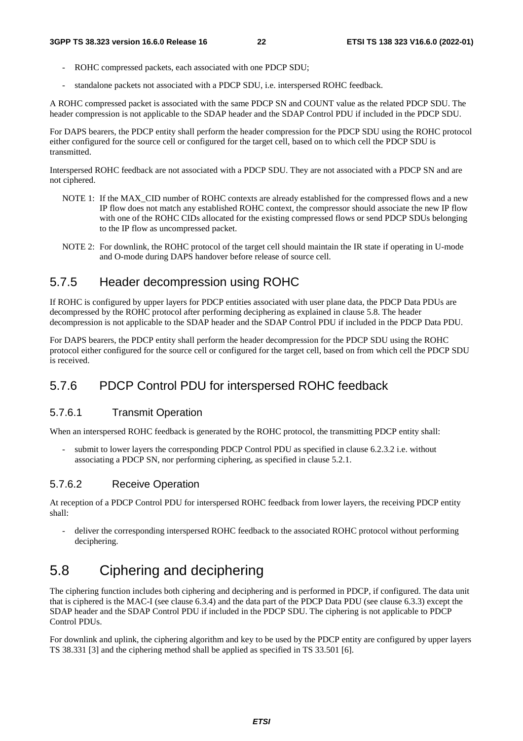- ROHC compressed packets, each associated with one PDCP SDU;
- standalone packets not associated with a PDCP SDU, i.e. interspersed ROHC feedback.

A ROHC compressed packet is associated with the same PDCP SN and COUNT value as the related PDCP SDU. The header compression is not applicable to the SDAP header and the SDAP Control PDU if included in the PDCP SDU.

For DAPS bearers, the PDCP entity shall perform the header compression for the PDCP SDU using the ROHC protocol either configured for the source cell or configured for the target cell, based on to which cell the PDCP SDU is transmitted.

Interspersed ROHC feedback are not associated with a PDCP SDU. They are not associated with a PDCP SN and are not ciphered.

NOTE 1: If the MAX_CID number of ROHC contexts are already established for the compressed flows and a new IP flow does not match any established ROHC context, the compressor should associate the new IP flow with one of the ROHC CIDs allocated for the existing compressed flows or send PDCP SDUs belonging to the IP flow as uncompressed packet.

NOTE 2: For downlink, the ROHC protocol of the target cell should maintain the IR state if operating in U-mode and O-mode during DAPS handover before release of source cell.

### 5.7.5 Header decompression using ROHC

If ROHC is configured by upper layers for PDCP entities associated with user plane data, the PDCP Data PDUs are decompressed by the ROHC protocol after performing deciphering as explained in clause 5.8. The header decompression is not applicable to the SDAP header and the SDAP Control PDU if included in the PDCP Data PDU.

For DAPS bearers, the PDCP entity shall perform the header decompression for the PDCP SDU using the ROHC protocol either configured for the source cell or configured for the target cell, based on from which cell the PDCP SDU is received.

### 5.7.6 PDCP Control PDU for interspersed ROHC feedback

#### 5.7.6.1 Transmit Operation

When an interspersed ROHC feedback is generated by the ROHC protocol, the transmitting PDCP entity shall:

- submit to lower layers the corresponding PDCP Control PDU as specified in clause 6.2.3.2 i.e. without associating a PDCP SN, nor performing ciphering, as specified in clause 5.2.1.

#### 5.7.6.2 Receive Operation

At reception of a PDCP Control PDU for interspersed ROHC feedback from lower layers, the receiving PDCP entity shall:

- deliver the corresponding interspersed ROHC feedback to the associated ROHC protocol without performing deciphering.

## 5.8 Ciphering and deciphering

The ciphering function includes both ciphering and deciphering and is performed in PDCP, if configured. The data unit that is ciphered is the MAC-I (see clause 6.3.4) and the data part of the PDCP Data PDU (see clause 6.3.3) except the SDAP header and the SDAP Control PDU if included in the PDCP SDU. The ciphering is not applicable to PDCP Control PDUs.

For downlink and uplink, the ciphering algorithm and key to be used by the PDCP entity are configured by upper layers TS 38.331 [3] and the ciphering method shall be applied as specified in TS 33.501 [6].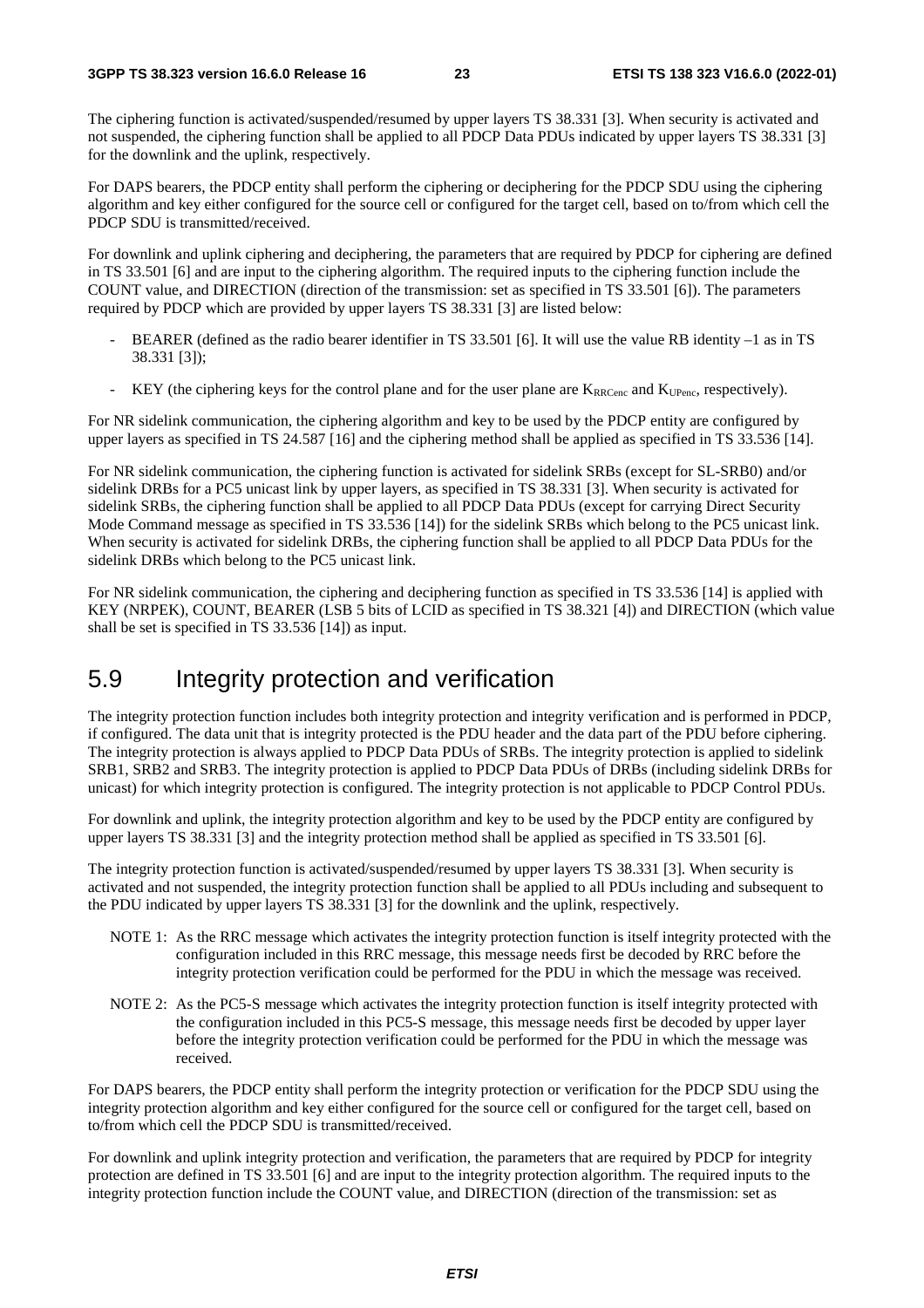The ciphering function is activated/suspended/resumed by upper layers TS 38.331 [3]. When security is activated and not suspended, the ciphering function shall be applied to all PDCP Data PDUs indicated by upper layers TS 38.331 [3] for the downlink and the uplink, respectively.

For DAPS bearers, the PDCP entity shall perform the ciphering or deciphering for the PDCP SDU using the ciphering algorithm and key either configured for the source cell or configured for the target cell, based on to/from which cell the PDCP SDU is transmitted/received.

For downlink and uplink ciphering and deciphering, the parameters that are required by PDCP for ciphering are defined in TS 33.501 [6] and are input to the ciphering algorithm. The required inputs to the ciphering function include the COUNT value, and DIRECTION (direction of the transmission: set as specified in TS 33.501 [6]). The parameters required by PDCP which are provided by upper layers TS 38.331 [3] are listed below:

- BEARER (defined as the radio bearer identifier in TS 33.501 [6]. It will use the value RB identity –1 as in TS 38.331 [3]);
- KEY (the ciphering keys for the control plane and for the user plane are $K_{RRCenc}$ and $K_{UPenc}$, respectively).

For NR sidelink communication, the ciphering algorithm and key to be used by the PDCP entity are configured by upper layers as specified in TS 24.587 [16] and the ciphering method shall be applied as specified in TS 33.536 [14].

For NR sidelink communication, the ciphering function is activated for sidelink SRBs (except for SL-SRB0) and/or sidelink DRBs for a PC5 unicast link by upper layers, as specified in TS 38.331 [3]. When security is activated for sidelink SRBs, the ciphering function shall be applied to all PDCP Data PDUs (except for carrying Direct Security Mode Command message as specified in TS 33.536 [14]) for the sidelink SRBs which belong to the PC5 unicast link. When security is activated for sidelink DRBs, the ciphering function shall be applied to all PDCP Data PDUs for the sidelink DRBs which belong to the PC5 unicast link.

For NR sidelink communication, the ciphering and deciphering function as specified in TS 33.536 [14] is applied with KEY (NRPEK), COUNT, BEARER (LSB 5 bits of LCID as specified in TS 38.321 [4]) and DIRECTION (which value shall be set is specified in TS 33.536 [14]) as input.

# 5.9 Integrity protection and verification

The integrity protection function includes both integrity protection and integrity verification and is performed in PDCP, if configured. The data unit that is integrity protected is the PDU header and the data part of the PDU before ciphering. The integrity protection is always applied to PDCP Data PDUs of SRBs. The integrity protection is applied to sidelink SRB1, SRB2 and SRB3. The integrity protection is applied to PDCP Data PDUs of DRBs (including sidelink DRBs for unicast) for which integrity protection is configured. The integrity protection is not applicable to PDCP Control PDUs.

For downlink and uplink, the integrity protection algorithm and key to be used by the PDCP entity are configured by upper layers TS 38.331 [3] and the integrity protection method shall be applied as specified in TS 33.501 [6].

The integrity protection function is activated/suspended/resumed by upper layers TS 38.331 [3]. When security is activated and not suspended, the integrity protection function shall be applied to all PDUs including and subsequent to the PDU indicated by upper layers TS 38.331 [3] for the downlink and the uplink, respectively.

NOTE 1: As the RRC message which activates the integrity protection function is itself integrity protected with the configuration included in this RRC message, this message needs first be decoded by RRC before the integrity protection verification could be performed for the PDU in which the message was received.

NOTE 2: As the PC5-S message which activates the integrity protection function is itself integrity protected with the configuration included in this PC5-S message, this message needs first be decoded by upper layer before the integrity protection verification could be performed for the PDU in which the message was received.

For DAPS bearers, the PDCP entity shall perform the integrity protection or verification for the PDCP SDU using the integrity protection algorithm and key either configured for the source cell or configured for the target cell, based on to/from which cell the PDCP SDU is transmitted/received.

For downlink and uplink integrity protection and verification, the parameters that are required by PDCP for integrity protection are defined in TS 33.501 [6] and are input to the integrity protection algorithm. The required inputs to the integrity protection function include the COUNT value, and DIRECTION (direction of the transmission: set as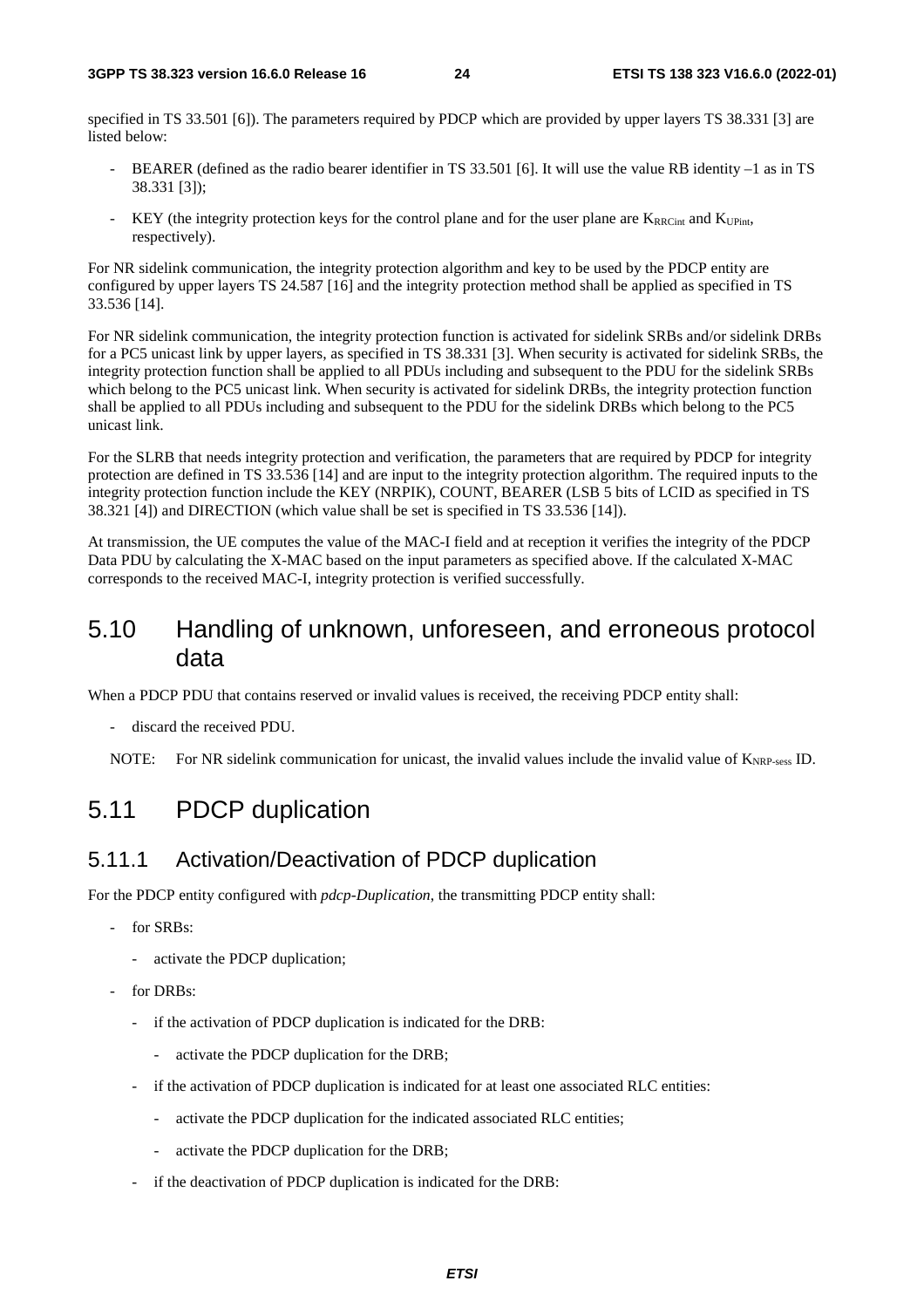specified in TS 33.501 [6]). The parameters required by PDCP which are provided by upper layers TS 38.331 [3] are listed below:

- BEARER (defined as the radio bearer identifier in TS 33.501 [6]. It will use the value RB identity –1 as in TS 38.331 [3]);
- KEY (the integrity protection keys for the control plane and for the user plane are $K_{RRCint}$ and $K_{UPint}$, respectively).

For NR sidelink communication, the integrity protection algorithm and key to be used by the PDCP entity are configured by upper layers TS 24.587 [16] and the integrity protection method shall be applied as specified in TS 33.536 [14].

For NR sidelink communication, the integrity protection function is activated for sidelink SRBs and/or sidelink DRBs for a PC5 unicast link by upper layers, as specified in TS 38.331 [3]. When security is activated for sidelink SRBs, the integrity protection function shall be applied to all PDUs including and subsequent to the PDU for the sidelink SRBs which belong to the PC5 unicast link. When security is activated for sidelink DRBs, the integrity protection function shall be applied to all PDUs including and subsequent to the PDU for the sidelink DRBs which belong to the PC5 unicast link.

For the SLRB that needs integrity protection and verification, the parameters that are required by PDCP for integrity protection are defined in TS 33.536 [14] and are input to the integrity protection algorithm. The required inputs to the integrity protection function include the KEY (NRPIK), COUNT, BEARER (LSB 5 bits of LCID as specified in TS 38.321 [4]) and DIRECTION (which value shall be set is specified in TS 33.536 [14]).

At transmission, the UE computes the value of the MAC-I field and at reception it verifies the integrity of the PDCP Data PDU by calculating the X-MAC based on the input parameters as specified above. If the calculated X-MAC corresponds to the received MAC-I, integrity protection is verified successfully.

## 5.10 Handling of unknown, unforeseen, and erroneous protocol data

When a PDCP PDU that contains reserved or invalid values is received, the receiving PDCP entity shall:

- discard the received PDU.

NOTE: For NR sidelink communication for unicast, the invalid values include the invalid value of $K_{NRP\text{-}sess}$ ID.

## 5.11 PDCP duplication

### 5.11.1 Activation/Deactivation of PDCP duplication

For the PDCP entity configured with *pdcp-Duplication*, the transmitting PDCP entity shall:

- for SRBs:
  - activate the PDCP duplication;
- for DRBs:
  - if the activation of PDCP duplication is indicated for the DRB:
    - activate the PDCP duplication for the DRB;
  - if the activation of PDCP duplication is indicated for at least one associated RLC entities:
    - activate the PDCP duplication for the indicated associated RLC entities;
    - activate the PDCP duplication for the DRB;
  - if the deactivation of PDCP duplication is indicated for the DRB: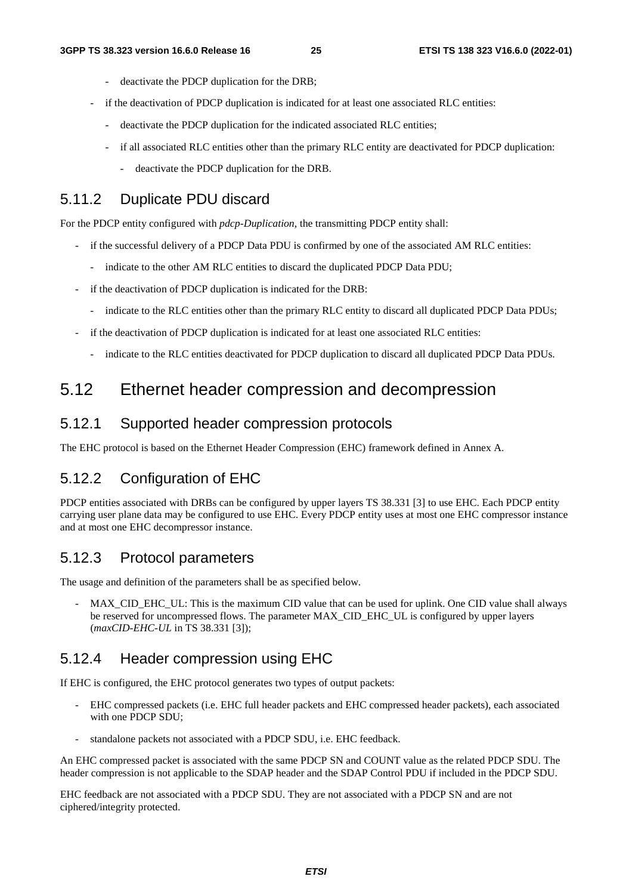- deactivate the PDCP duplication for the DRB;
- if the deactivation of PDCP duplication is indicated for at least one associated RLC entities:
  - deactivate the PDCP duplication for the indicated associated RLC entities;
  - if all associated RLC entities other than the primary RLC entity are deactivated for PDCP duplication:
    - deactivate the PDCP duplication for the DRB.

### 5.11.2 Duplicate PDU discard

For the PDCP entity configured with *pdcp-Duplication*, the transmitting PDCP entity shall:

- if the successful delivery of a PDCP Data PDU is confirmed by one of the associated AM RLC entities:
  - indicate to the other AM RLC entities to discard the duplicated PDCP Data PDU;
- if the deactivation of PDCP duplication is indicated for the DRB:
  - indicate to the RLC entities other than the primary RLC entity to discard all duplicated PDCP Data PDUs;
- if the deactivation of PDCP duplication is indicated for at least one associated RLC entities:
  - indicate to the RLC entities deactivated for PDCP duplication to discard all duplicated PDCP Data PDUs.

## 5.12 Ethernet header compression and decompression

### 5.12.1 Supported header compression protocols

The EHC protocol is based on the Ethernet Header Compression (EHC) framework defined in Annex A.

### 5.12.2 Configuration of EHC

PDCP entities associated with DRBs can be configured by upper layers TS 38.331 [3] to use EHC. Each PDCP entity carrying user plane data may be configured to use EHC. Every PDCP entity uses at most one EHC compressor instance and at most one EHC decompressor instance.

### 5.12.3 Protocol parameters

The usage and definition of the parameters shall be as specified below.

- MAX_CID_EHC_UL: This is the maximum CID value that can be used for uplink. One CID value shall always be reserved for uncompressed flows. The parameter MAX_CID_EHC_UL is configured by upper layers (*maxCID-EHC-UL* in TS 38.331 [3]);

### 5.12.4 Header compression using EHC

If EHC is configured, the EHC protocol generates two types of output packets:

- EHC compressed packets (i.e. EHC full header packets and EHC compressed header packets), each associated with one PDCP SDU;
- standalone packets not associated with a PDCP SDU, i.e. EHC feedback.

An EHC compressed packet is associated with the same PDCP SN and COUNT value as the related PDCP SDU. The header compression is not applicable to the SDAP header and the SDAP Control PDU if included in the PDCP SDU.

EHC feedback are not associated with a PDCP SDU. They are not associated with a PDCP SN and are not ciphered/integrity protected.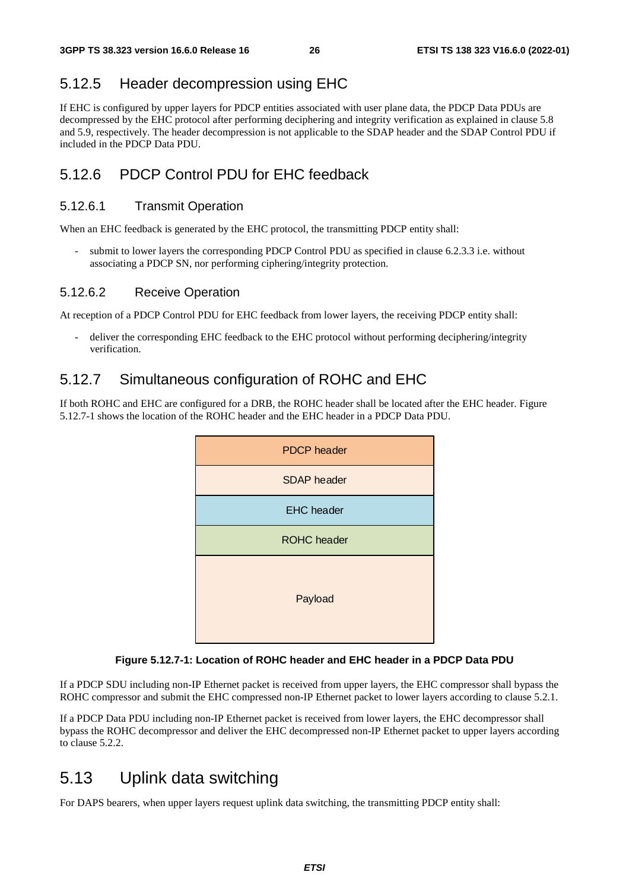## 5.12.5 Header decompression using EHC

If EHC is configured by upper layers for PDCP entities associated with user plane data, the PDCP Data PDUs are decompressed by the EHC protocol after performing deciphering and integrity verification as explained in clause 5.8 and 5.9, respectively. The header decompression is not applicable to the SDAP header and the SDAP Control PDU if included in the PDCP Data PDU.

## 5.12.6 PDCP Control PDU for EHC feedback

### 5.12.6.1 Transmit Operation

When an EHC feedback is generated by the EHC protocol, the transmitting PDCP entity shall:

- submit to lower layers the corresponding PDCP Control PDU as specified in clause 6.2.3.3 i.e. without associating a PDCP SN, nor performing ciphering/integrity protection.

### 5.12.6.2 Receive Operation

At reception of a PDCP Control PDU for EHC feedback from lower layers, the receiving PDCP entity shall:

- deliver the corresponding EHC feedback to the EHC protocol without performing deciphering/integrity verification.

## 5.12.7 Simultaneous configuration of ROHC and EHC

If both ROHC and EHC are configured for a DRB, the ROHC header shall be located after the EHC header. Figure 5.12.7-1 shows the location of the ROHC header and the EHC header in a PDCP Data PDU.

| PDCP header |
|---|
| SDAP header |
| EHC header |
| ROHC header |
| Payload |

**Figure 5.12.7-1: Location of ROHC header and EHC header in a PDCP Data PDU**

If a PDCP SDU including non-IP Ethernet packet is received from upper layers, the EHC compressor shall bypass the ROHC compressor and submit the EHC compressed non-IP Ethernet packet to lower layers according to clause 5.2.1.

If a PDCP Data PDU including non-IP Ethernet packet is received from lower layers, the EHC decompressor shall bypass the ROHC decompressor and deliver the EHC decompressed non-IP Ethernet packet to upper layers according to clause 5.2.2.

# 5.13 Uplink data switching

For DAPS bearers, when upper layers request uplink data switching, the transmitting PDCP entity shall: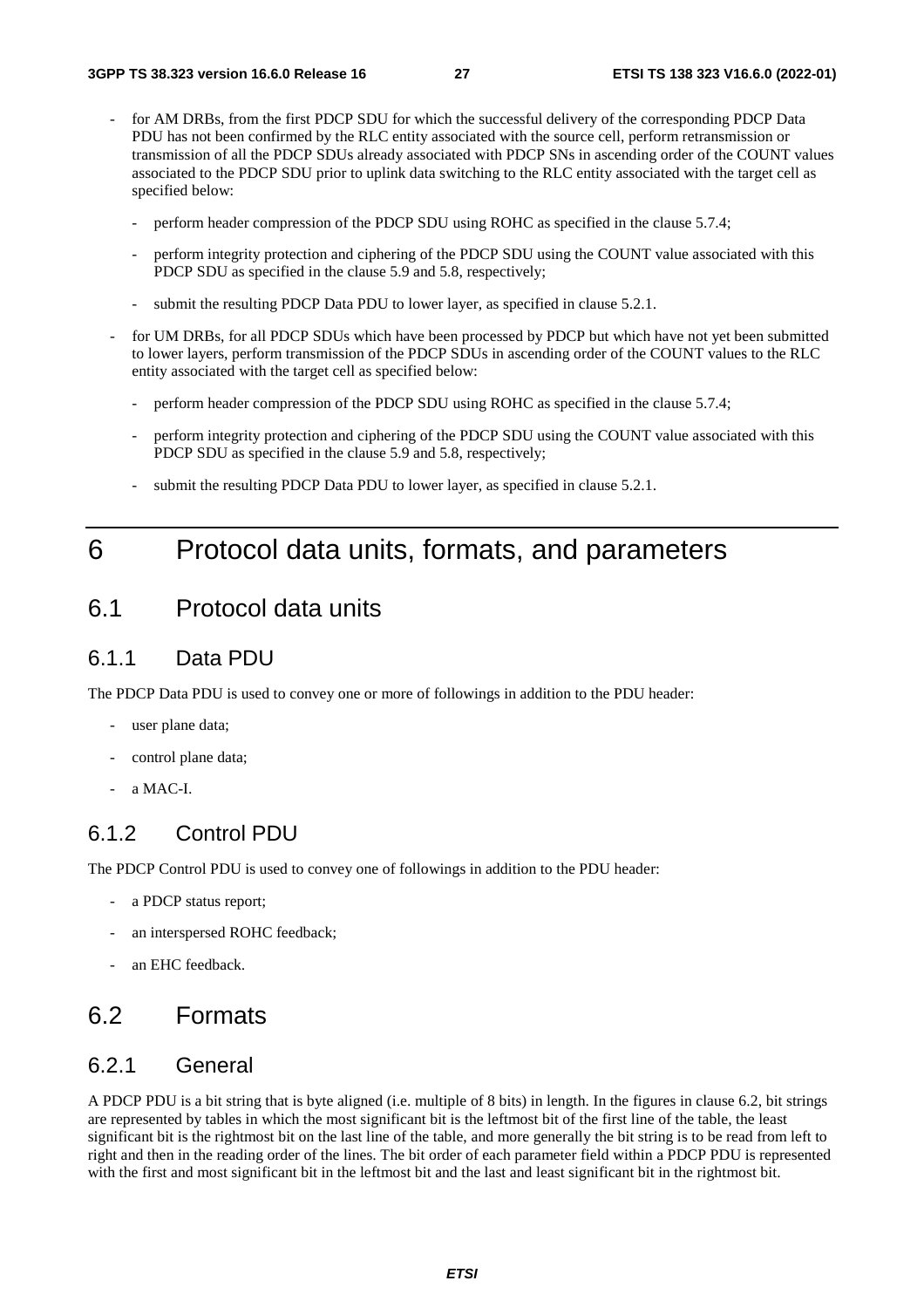- for AM DRBs, from the first PDCP SDU for which the successful delivery of the corresponding PDCP Data PDU has not been confirmed by the RLC entity associated with the source cell, perform retransmission or transmission of all the PDCP SDUs already associated with PDCP SNs in ascending order of the COUNT values associated to the PDCP SDU prior to uplink data switching to the RLC entity associated with the target cell as specified below:
  - perform header compression of the PDCP SDU using ROHC as specified in the clause 5.7.4;
  - perform integrity protection and ciphering of the PDCP SDU using the COUNT value associated with this PDCP SDU as specified in the clause 5.9 and 5.8, respectively;
  - submit the resulting PDCP Data PDU to lower layer, as specified in clause 5.2.1.
- for UM DRBs, for all PDCP SDUs which have been processed by PDCP but which have not yet been submitted to lower layers, perform transmission of the PDCP SDUs in ascending order of the COUNT values to the RLC entity associated with the target cell as specified below:
  - perform header compression of the PDCP SDU using ROHC as specified in the clause 5.7.4;
  - perform integrity protection and ciphering of the PDCP SDU using the COUNT value associated with this PDCP SDU as specified in the clause 5.9 and 5.8, respectively;
  - submit the resulting PDCP Data PDU to lower layer, as specified in clause 5.2.1.

# 6 Protocol data units, formats, and parameters

## 6.1 Protocol data units

### 6.1.1 Data PDU

The PDCP Data PDU is used to convey one or more of followings in addition to the PDU header:

- user plane data;
- control plane data;
- a MAC-I.

### 6.1.2 Control PDU

The PDCP Control PDU is used to convey one of followings in addition to the PDU header:

- a PDCP status report;
- an interspersed ROHC feedback;
- an EHC feedback.

## 6.2 Formats

### 6.2.1 General

A PDCP PDU is a bit string that is byte aligned (i.e. multiple of 8 bits) in length. In the figures in clause 6.2, bit strings are represented by tables in which the most significant bit is the leftmost bit of the first line of the table, the least significant bit is the rightmost bit on the last line of the table, and more generally the bit string is to be read from left to right and then in the reading order of the lines. The bit order of each parameter field within a PDCP PDU is represented with the first and most significant bit in the leftmost bit and the last and least significant bit in the rightmost bit.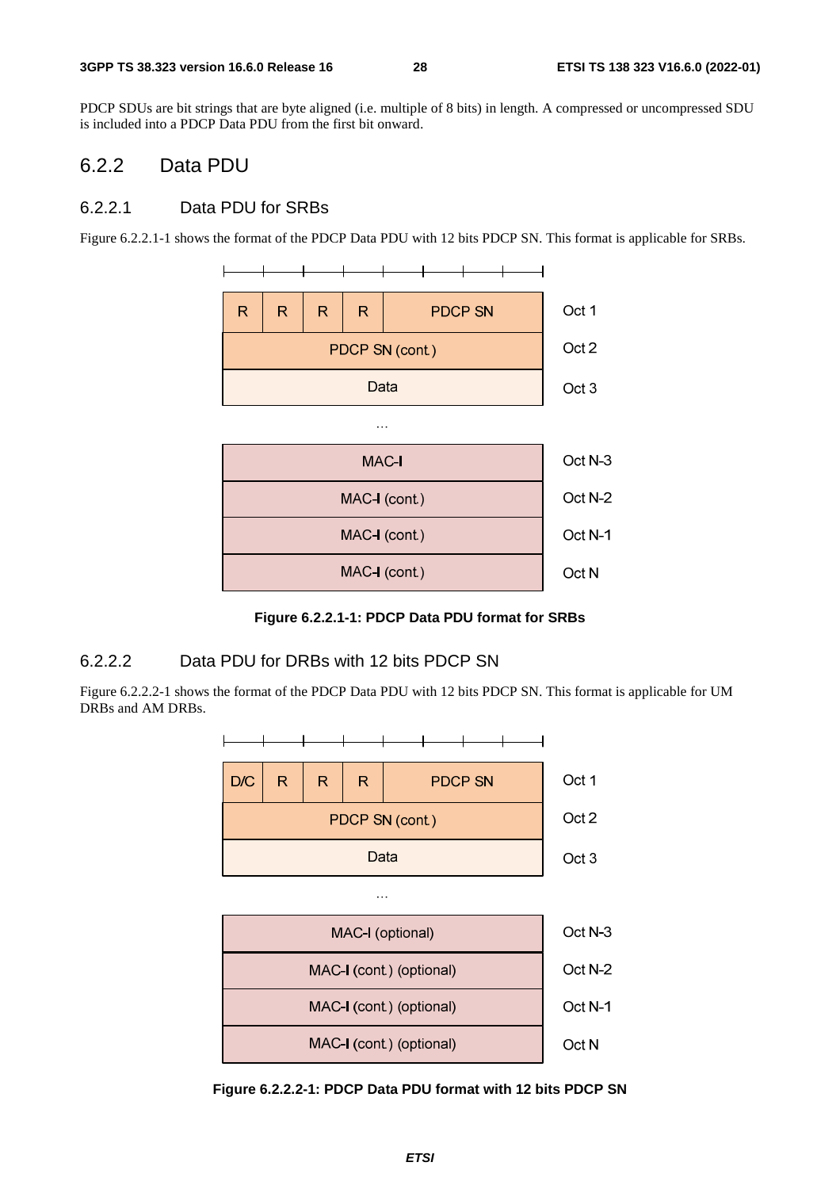PDCP SDUs are bit strings that are byte aligned (i.e. multiple of 8 bits) in length. A compressed or uncompressed SDU is included into a PDCP Data PDU from the first bit onward.

## 6.2.2 Data PDU

### 6.2.2.1 Data PDU for SRBs

Figure 6.2.2.1-1 shows the format of the PDCP Data PDU with 12 bits PDCP SN. This format is applicable for SRBs.

| | | | | | |
|---|---|---|---|---|---|
| R | R | R | R | PDCP SN | Oct 1 |
| PDCP SN (cont.) | | | | | Oct 2 |
| Data | | | | | Oct 3 |
| ... | | | | | |
| MAC-I | | | | | Oct N-3 |
| MAC-I (cont.) | | | | | Oct N-2 |
| MAC-I (cont.) | | | | | Oct N-1 |
| MAC-I (cont.) | | | | | Oct N |

**Figure 6.2.2.1-1: PDCP Data PDU format for SRBs**

### 6.2.2.2 Data PDU for DRBs with 12 bits PDCP SN

Figure 6.2.2.2-1 shows the format of the PDCP Data PDU with 12 bits PDCP SN. This format is applicable for UM DRBs and AM DRBs.

| | | | | | |
|---|---|---|---|---|---|
| D/C | R | R | R | PDCP SN | Oct 1 |
| PDCP SN (cont.) | | | | | Oct 2 |
| Data | | | | | Oct 3 |
| ... | | | | | |
| MAC-I (optional) | | | | | Oct N-3 |
| MAC-I (cont.) (optional) | | | | | Oct N-2 |
| MAC-I (cont.) (optional) | | | | | Oct N-1 |
| MAC-I (cont.) (optional) | | | | | Oct N |

**Figure 6.2.2.2-1: PDCP Data PDU format with 12 bits PDCP SN**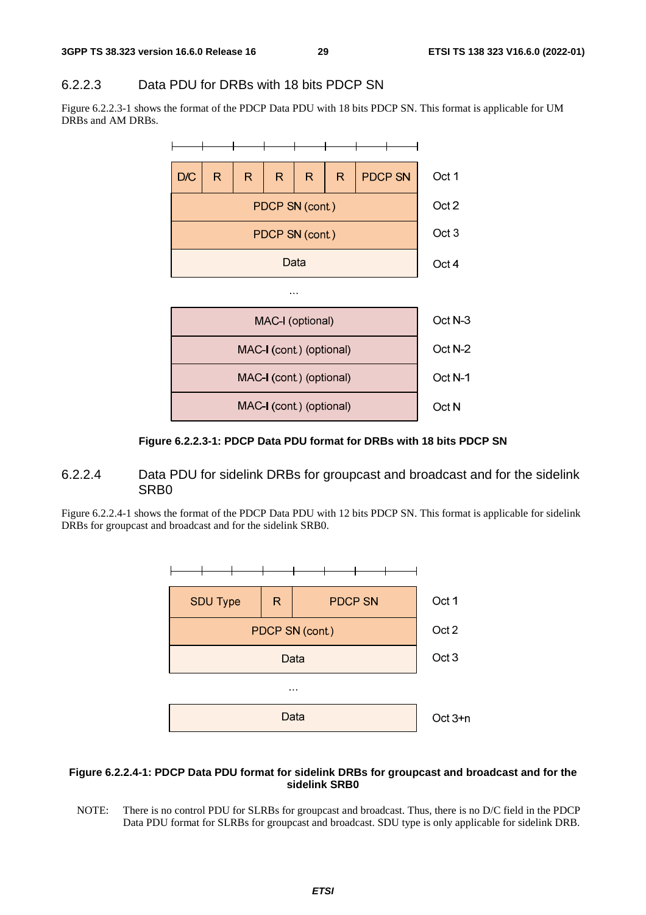### 6.2.2.3 Data PDU for DRBs with 18 bits PDCP SN

Figure 6.2.2.3-1 shows the format of the PDCP Data PDU with 18 bits PDCP SN. This format is applicable for UM DRBs and AM DRBs.

| D/C | R | R | R | R | R | PDCP SN | Oct 1 |
|---|---|---|---|---|---|---|---|
| PDCP SN (cont.) | | | | | | | Oct 2 |
| PDCP SN (cont.) | | | | | | | Oct 3 |
| Data | | | | | | | Oct 4 |
| ... | | | | | | | |
| MAC-I (optional) | | | | | | | Oct N-3 |
| MAC-I (cont.) (optional) | | | | | | | Oct N-2 |
| MAC-I (cont.) (optional) | | | | | | | Oct N-1 |
| MAC-I (cont.) (optional) | | | | | | | Oct N |

**Figure 6.2.2.3-1: PDCP Data PDU format for DRBs with 18 bits PDCP SN**

### 6.2.2.4 Data PDU for sidelink DRBs for groupcast and broadcast and for the sidelink SRB0

Figure 6.2.2.4-1 shows the format of the PDCP Data PDU with 12 bits PDCP SN. This format is applicable for sidelink DRBs for groupcast and broadcast and for the sidelink SRB0.

| SDU Type | R | PDCP SN | Oct 1 |
|---|---|---|---|
| PDCP SN (cont.) | | | Oct 2 |
| Data | | | Oct 3 |
| ... | | | |
| Data | | | Oct 3+n |

**Figure 6.2.2.4-1: PDCP Data PDU format for sidelink DRBs for groupcast and broadcast and for the sidelink SRB0**

NOTE: There is no control PDU for SLRBs for groupcast and broadcast. Thus, there is no D/C field in the PDCP Data PDU format for SLRBs for groupcast and broadcast. SDU type is only applicable for sidelink DRB.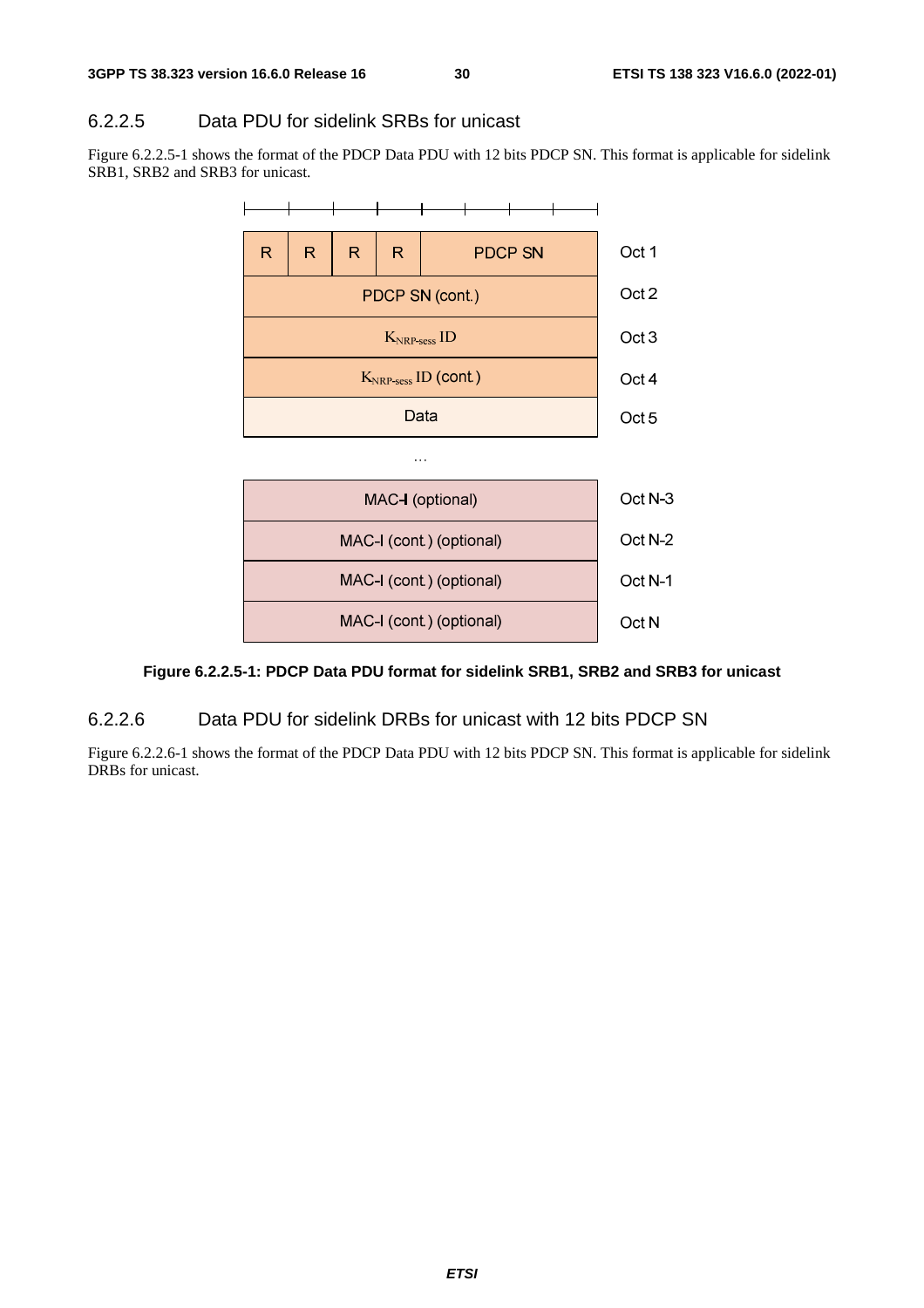### 6.2.2.5 Data PDU for sidelink SRBs for unicast

Figure 6.2.2.5-1 shows the format of the PDCP Data PDU with 12 bits PDCP SN. This format is applicable for sidelink SRB1, SRB2 and SRB3 for unicast.

| R | R | R | R | PDCP SN | |
|---|---|---|---|---|---|
| PDCP SN (cont.) | | | | | Oct 2 |
| $K_{NRP-sess}$ ID | | | | | Oct 3 |
| $K_{NRP-sess}$ ID (cont.) | | | | | Oct 4 |
| Data | | | | | Oct 5 |
| ... | | | | | |
| MAC-I (optional) | | | | | Oct N-3 |
| MAC-I (cont.) (optional) | | | | | Oct N-2 |
| MAC-I (cont.) (optional) | | | | | Oct N-1 |
| MAC-I (cont.) (optional) | | | | | Oct N |

(The first row corresponds to Oct 1.)

**Figure 6.2.2.5-1: PDCP Data PDU format for sidelink SRB1, SRB2 and SRB3 for unicast**

### 6.2.2.6 Data PDU for sidelink DRBs for unicast with 12 bits PDCP SN

Figure 6.2.2.6-1 shows the format of the PDCP Data PDU with 12 bits PDCP SN. This format is applicable for sidelink DRBs for unicast.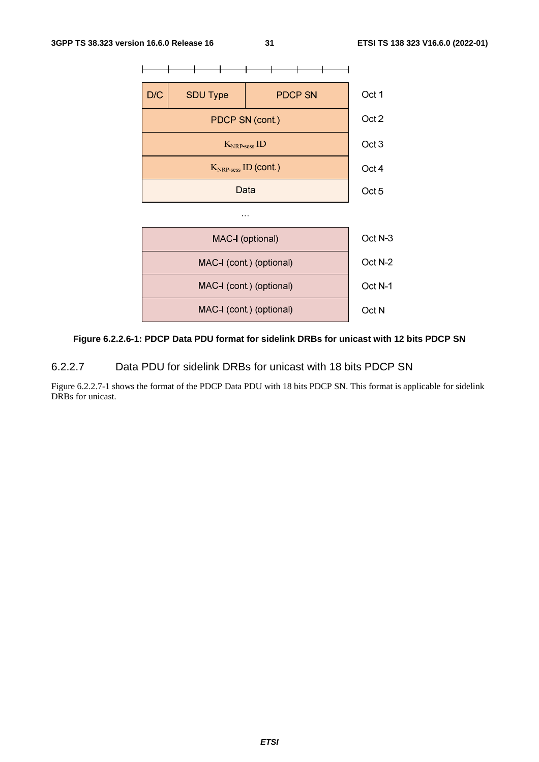| D/C | SDU Type | PDCP SN | Oct 1 |
|---|---|---|---|
| PDCP SN (cont.) | | | Oct 2 |
| $K_{NRP-sess}$ ID | | | Oct 3 |
| $K_{NRP-sess}$ ID (cont.) | | | Oct 4 |
| Data | | | Oct 5 |
| ... | | | |
| MAC-I (optional) | | | Oct N-3 |
| MAC-I (cont.) (optional) | | | Oct N-2 |
| MAC-I (cont.) (optional) | | | Oct N-1 |
| MAC-I (cont.) (optional) | | | Oct N |

**Figure 6.2.2.6-1: PDCP Data PDU format for sidelink DRBs for unicast with 12 bits PDCP SN**

### 6.2.2.7 Data PDU for sidelink DRBs for unicast with 18 bits PDCP SN

Figure 6.2.2.7-1 shows the format of the PDCP Data PDU with 18 bits PDCP SN. This format is applicable for sidelink DRBs for unicast.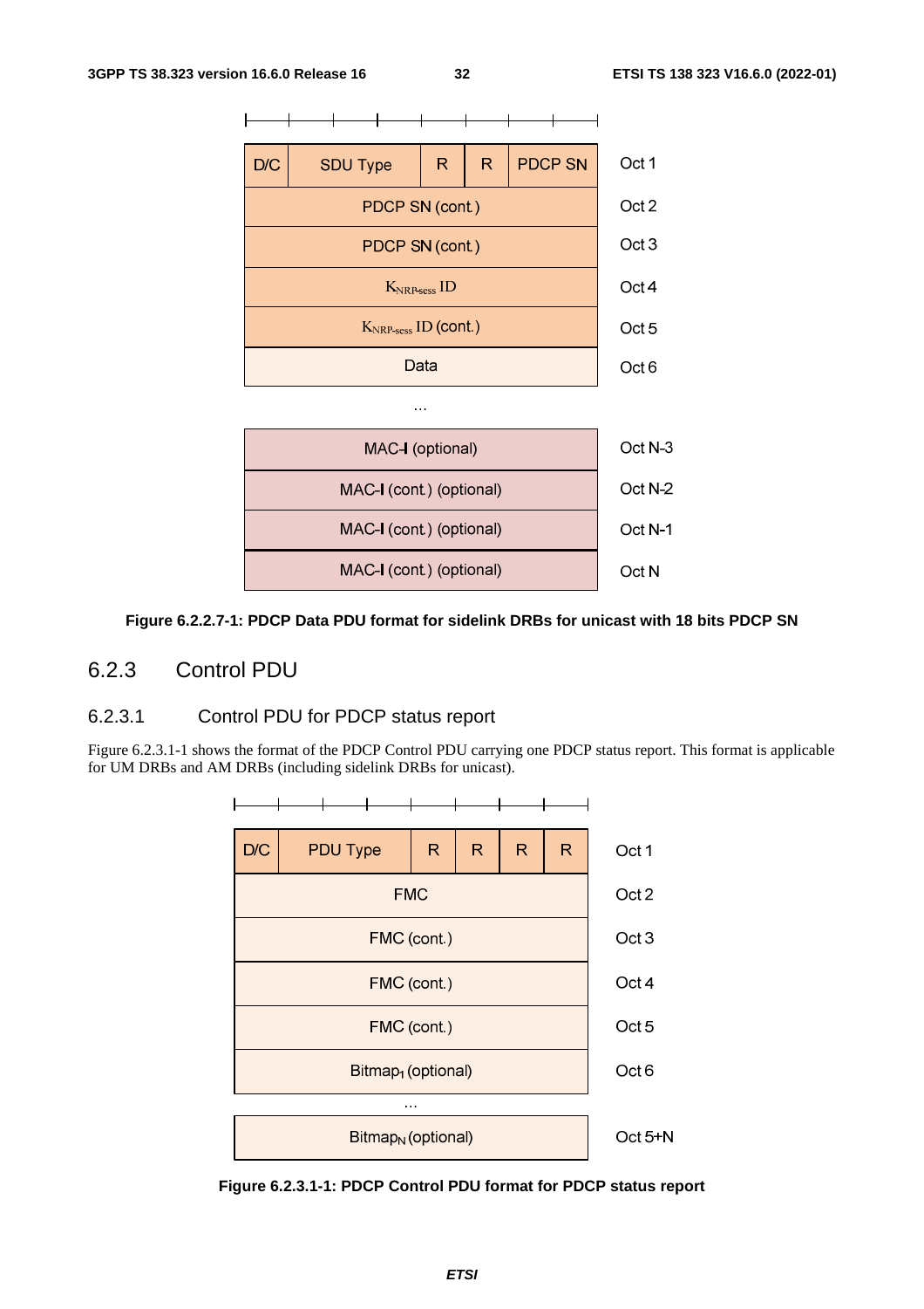| D/C | SDU Type | R | R | PDCP SN | Oct 1 |
|---|---|---|---|---|---|
| PDCP SN (cont.) | | | | | Oct 2 |
| PDCP SN (cont.) | | | | | Oct 3 |
| $K_{NRP\text{-}sess}$ ID | | | | | Oct 4 |
| $K_{NRP\text{-}sess}$ ID (cont.) | | | | | Oct 5 |
| Data | | | | | Oct 6 |
| ... | | | | | |
| MAC-I (optional) | | | | | Oct N-3 |
| MAC-I (cont.) (optional) | | | | | Oct N-2 |
| MAC-I (cont.) (optional) | | | | | Oct N-1 |
| MAC-I (cont.) (optional) | | | | | Oct N |

**Figure 6.2.2.7-1: PDCP Data PDU format for sidelink DRBs for unicast with 18 bits PDCP SN**

## 6.2.3 Control PDU

### 6.2.3.1 Control PDU for PDCP status report

Figure 6.2.3.1-1 shows the format of the PDCP Control PDU carrying one PDCP status report. This format is applicable for UM DRBs and AM DRBs (including sidelink DRBs for unicast).

| D/C | PDU Type | R | R | R | R | Oct 1 |
|---|---|---|---|---|---|---|
| FMC | | | | | | Oct 2 |
| FMC (cont.) | | | | | | Oct 3 |
| FMC (cont.) | | | | | | Oct 4 |
| FMC (cont.) | | | | | | Oct 5 |
| $Bitmap_1$ (optional) | | | | | | Oct 6 |
| ... | | | | | | |
| $Bitmap_N$ (optional) | | | | | | Oct 5+N |

**Figure 6.2.3.1-1: PDCP Control PDU format for PDCP status report**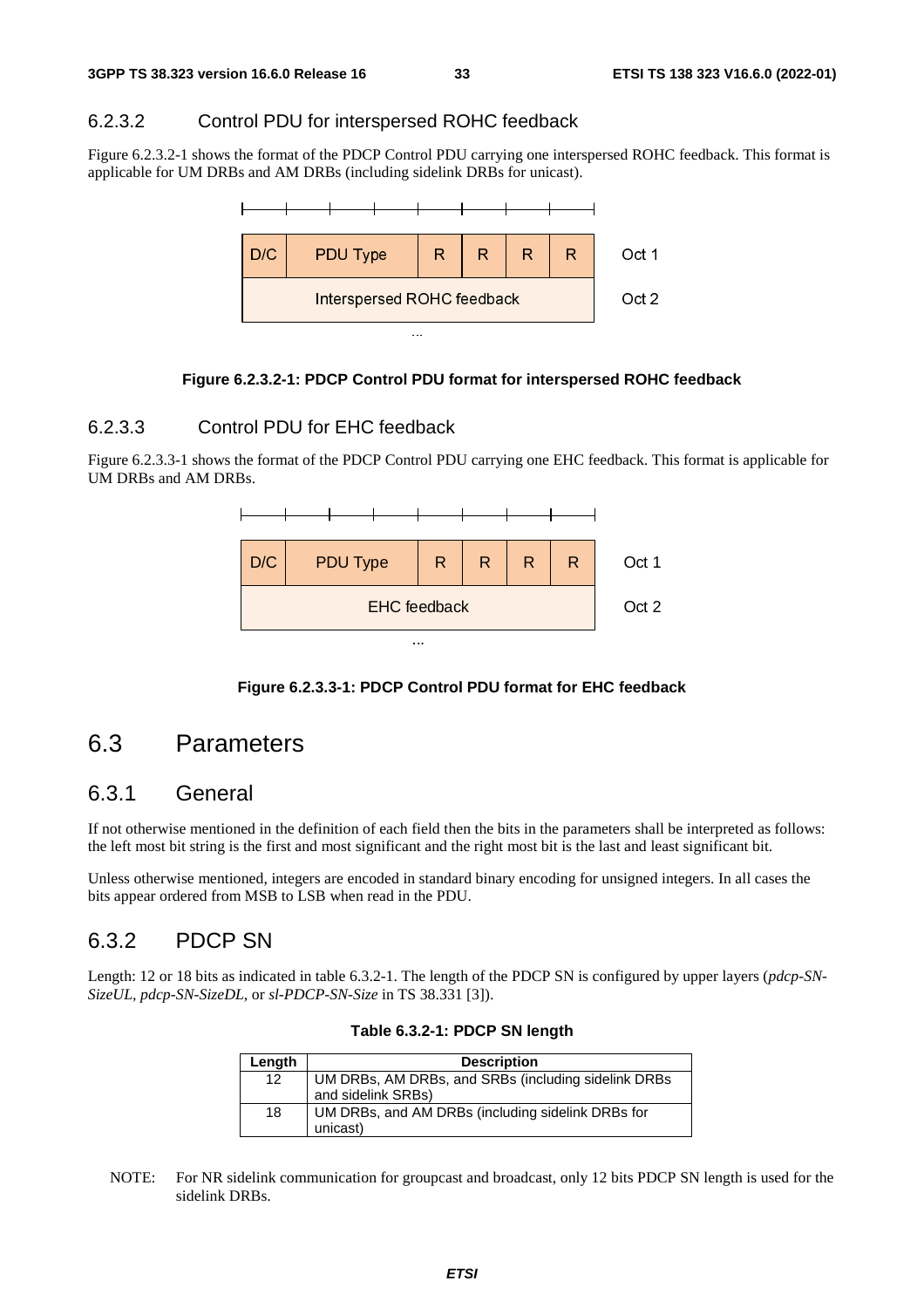### 6.2.3.2 Control PDU for interspersed ROHC feedback

Figure 6.2.3.2-1 shows the format of the PDCP Control PDU carrying one interspersed ROHC feedback. This format is applicable for UM DRBs and AM DRBs (including sidelink DRBs for unicast).

| D/C | PDU Type | R | R | R | R | Oct 1 |
|---|---|---|---|---|---|---|
| Interspersed ROHC feedback | | | | | | Oct 2 |
| ... | | | | | | |

**Figure 6.2.3.2-1: PDCP Control PDU format for interspersed ROHC feedback**

### 6.2.3.3 Control PDU for EHC feedback

Figure 6.2.3.3-1 shows the format of the PDCP Control PDU carrying one EHC feedback. This format is applicable for UM DRBs and AM DRBs.

| D/C | PDU Type | R | R | R | R | Oct 1 |
|---|---|---|---|---|---|---|
| EHC feedback | | | | | | Oct 2 |
| ... | | | | | | |

**Figure 6.2.3.3-1: PDCP Control PDU format for EHC feedback**

## 6.3 Parameters

### 6.3.1 General

If not otherwise mentioned in the definition of each field then the bits in the parameters shall be interpreted as follows: the left most bit string is the first and most significant and the right most bit is the last and least significant bit.

Unless otherwise mentioned, integers are encoded in standard binary encoding for unsigned integers. In all cases the bits appear ordered from MSB to LSB when read in the PDU.

### 6.3.2 PDCP SN

Length: 12 or 18 bits as indicated in table 6.3.2-1. The length of the PDCP SN is configured by upper layers (*pdcp-SN-SizeUL*, *pdcp-SN-SizeDL*, or *sl-PDCP-SN-Size* in TS 38.331 [3]).

**Table 6.3.2-1: PDCP SN length**

| Length | Description |
|---|---|
| 12 | UM DRBs, AM DRBs, and SRBs (including sidelink DRBs and sidelink SRBs) |
| 18 | UM DRBs, and AM DRBs (including sidelink DRBs for unicast) |

NOTE: For NR sidelink communication for groupcast and broadcast, only 12 bits PDCP SN length is used for the sidelink DRBs.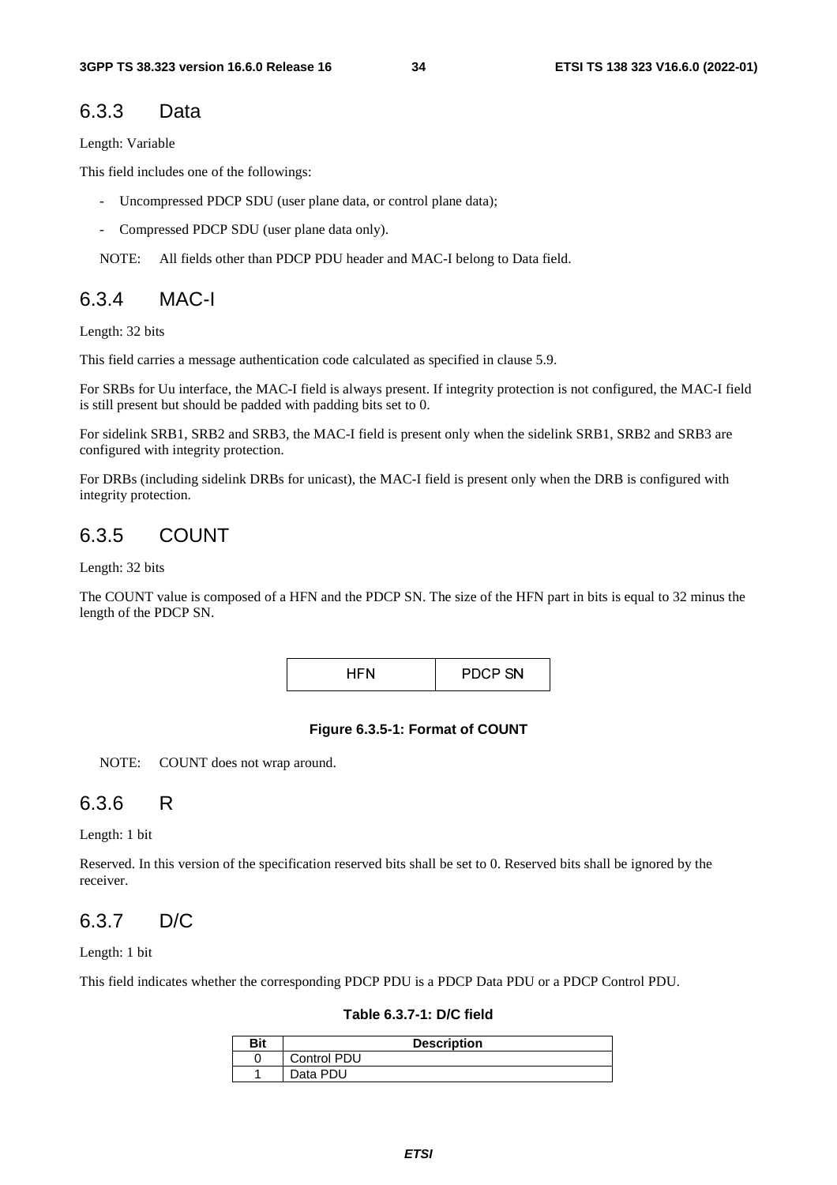### 6.3.3 Data

Length: Variable

This field includes one of the followings:

- Uncompressed PDCP SDU (user plane data, or control plane data);
- Compressed PDCP SDU (user plane data only).

NOTE: All fields other than PDCP PDU header and MAC-I belong to Data field.

### 6.3.4 MAC-I

Length: 32 bits

This field carries a message authentication code calculated as specified in clause 5.9.

For SRBs for Uu interface, the MAC-I field is always present. If integrity protection is not configured, the MAC-I field is still present but should be padded with padding bits set to 0.

For sidelink SRB1, SRB2 and SRB3, the MAC-I field is present only when the sidelink SRB1, SRB2 and SRB3 are configured with integrity protection.

For DRBs (including sidelink DRBs for unicast), the MAC-I field is present only when the DRB is configured with integrity protection.

### 6.3.5 COUNT

Length: 32 bits

The COUNT value is composed of a HFN and the PDCP SN. The size of the HFN part in bits is equal to 32 minus the length of the PDCP SN.

| HFN | PDCP SN |
|---|---|

**Figure 6.3.5-1: Format of COUNT**

NOTE: COUNT does not wrap around.

### 6.3.6 R

Length: 1 bit

Reserved. In this version of the specification reserved bits shall be set to 0. Reserved bits shall be ignored by the receiver.

### 6.3.7 D/C

Length: 1 bit

This field indicates whether the corresponding PDCP PDU is a PDCP Data PDU or a PDCP Control PDU.

**Table 6.3.7-1: D/C field**

| Bit | Description |
|---|---|
| 0 | Control PDU |
| 1 | Data PDU |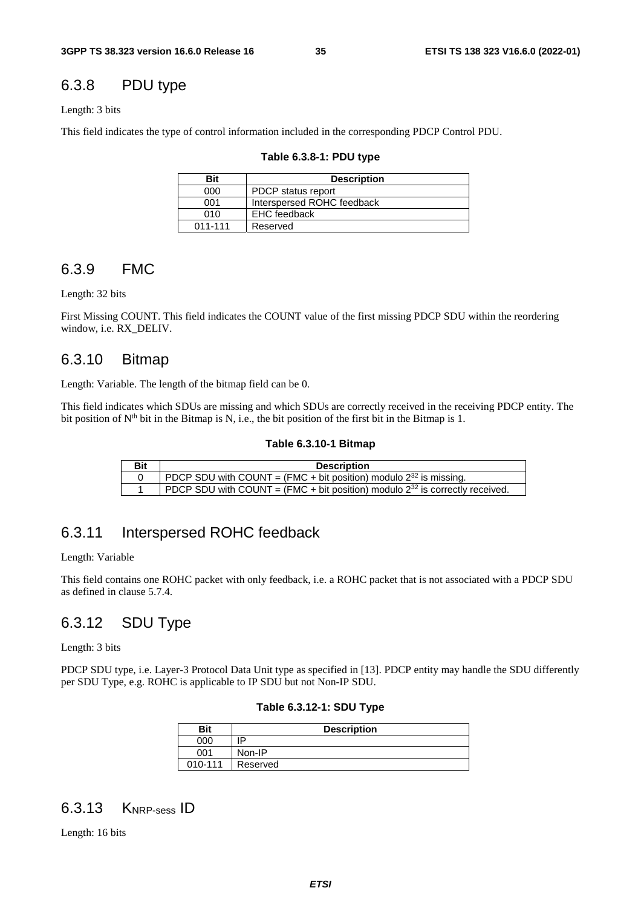### 6.3.8 PDU type

Length: 3 bits

This field indicates the type of control information included in the corresponding PDCP Control PDU.

**Table 6.3.8-1: PDU type**

| Bit | Description |
|---|---|
| 000 | PDCP status report |
| 001 | Interspersed ROHC feedback |
| 010 | EHC feedback |
| 011-111 | Reserved |

### 6.3.9 FMC

Length: 32 bits

First Missing COUNT. This field indicates the COUNT value of the first missing PDCP SDU within the reordering window, i.e. RX_DELIV.

### 6.3.10 Bitmap

Length: Variable. The length of the bitmap field can be 0.

This field indicates which SDUs are missing and which SDUs are correctly received in the receiving PDCP entity. The bit position of $N^{th}$ bit in the Bitmap is N, i.e., the bit position of the first bit in the Bitmap is 1.

**Table 6.3.10-1 Bitmap**

| Bit | Description |
|---|---|
| 0 | PDCP SDU with COUNT = (FMC + bit position) modulo $2^{32}$ is missing. |
| 1 | PDCP SDU with COUNT = (FMC + bit position) modulo $2^{32}$ is correctly received. |

### 6.3.11 Interspersed ROHC feedback

Length: Variable

This field contains one ROHC packet with only feedback, i.e. a ROHC packet that is not associated with a PDCP SDU as defined in clause 5.7.4.

### 6.3.12 SDU Type

Length: 3 bits

PDCP SDU type, i.e. Layer-3 Protocol Data Unit type as specified in [13]. PDCP entity may handle the SDU differently per SDU Type, e.g. ROHC is applicable to IP SDU but not Non-IP SDU.

**Table 6.3.12-1: SDU Type**

| Bit | Description |
|---|---|
| 000 | IP |
| 001 | Non-IP |
| 010-111 | Reserved |

### 6.3.13 $K_{NRP\text{-}sess}$ ID

Length: 16 bits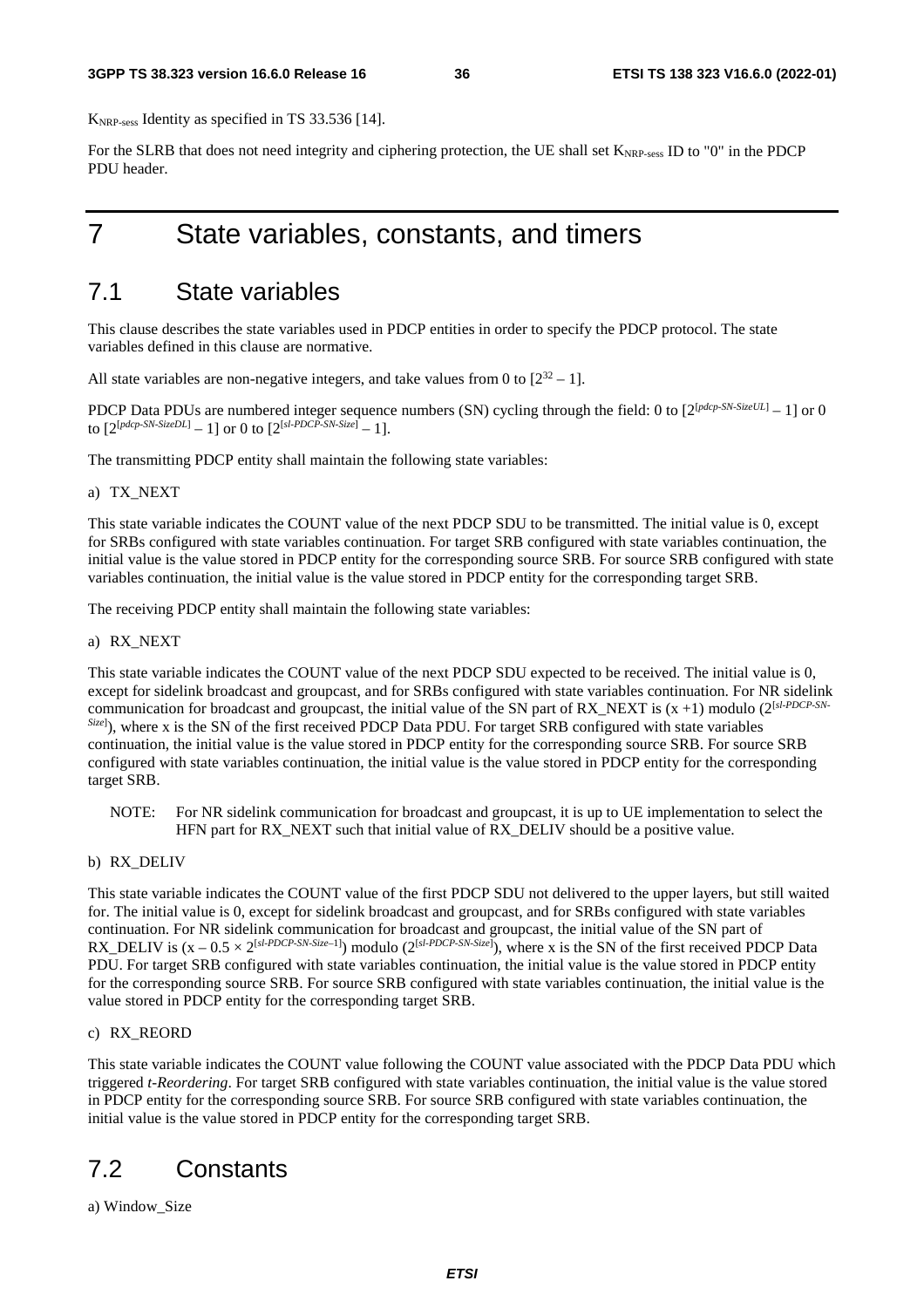$K_{NRP\text{-}sess}$ Identity as specified in TS 33.536 [14].

For the SLRB that does not need integrity and ciphering protection, the UE shall set $K_{NRP\text{-}sess}$ ID to "0" in the PDCP PDU header.

# 7 State variables, constants, and timers

## 7.1 State variables

This clause describes the state variables used in PDCP entities in order to specify the PDCP protocol. The state variables defined in this clause are normative.

All state variables are non-negative integers, and take values from 0 to $[2^{32} – 1]$.

PDCP Data PDUs are numbered integer sequence numbers (SN) cycling through the field: 0 to $[2^{[pdcp\text{-}SN\text{-}SizeUL]} – 1]$ or 0 to $[2^{[pdcp\text{-}SN\text{-}SizeDL]} – 1]$ or 0 to $[2^{[sl\text{-}PDCP\text{-}SN\text{-}Size]} – 1]$.

The transmitting PDCP entity shall maintain the following state variables:

a) TX_NEXT

This state variable indicates the COUNT value of the next PDCP SDU to be transmitted. The initial value is 0, except for SRBs configured with state variables continuation. For target SRB configured with state variables continuation, the initial value is the value stored in PDCP entity for the corresponding source SRB. For source SRB configured with state variables continuation, the initial value is the value stored in PDCP entity for the corresponding target SRB.

The receiving PDCP entity shall maintain the following state variables:

a) RX_NEXT

This state variable indicates the COUNT value of the next PDCP SDU expected to be received. The initial value is 0, except for sidelink broadcast and groupcast, and for SRBs configured with state variables continuation. For NR sidelink communication for broadcast and groupcast, the initial value of the SN part of RX_NEXT is $(x + 1)$ modulo $(2^{[sl\text{-}PDCP\text{-}SN\text{-}Size]})$, where x is the SN of the first received PDCP Data PDU. For target SRB configured with state variables continuation, the initial value is the value stored in PDCP entity for the corresponding source SRB. For source SRB configured with state variables continuation, the initial value is the value stored in PDCP entity for the corresponding target SRB.

NOTE: For NR sidelink communication for broadcast and groupcast, it is up to UE implementation to select the HFN part for RX_NEXT such that initial value of RX_DELIV should be a positive value.

b) RX_DELIV

This state variable indicates the COUNT value of the first PDCP SDU not delivered to the upper layers, but still waited for. The initial value is 0, except for sidelink broadcast and groupcast, and for SRBs configured with state variables continuation. For NR sidelink communication for broadcast and groupcast, the initial value of the SN part of RX_DELIV is $(x – 0.5 \times 2^{[sl\text{-}PDCP\text{-}SN\text{-}Size–1]})$ modulo $(2^{[sl\text{-}PDCP\text{-}SN\text{-}Size]})$, where x is the SN of the first received PDCP Data PDU. For target SRB configured with state variables continuation, the initial value is the value stored in PDCP entity for the corresponding source SRB. For source SRB configured with state variables continuation, the initial value is the value stored in PDCP entity for the corresponding target SRB.

c) RX_REORD

This state variable indicates the COUNT value following the COUNT value associated with the PDCP Data PDU which triggered *t-Reordering*. For target SRB configured with state variables continuation, the initial value is the value stored in PDCP entity for the corresponding source SRB. For source SRB configured with state variables continuation, the initial value is the value stored in PDCP entity for the corresponding target SRB.

## 7.2 Constants

a) Window_Size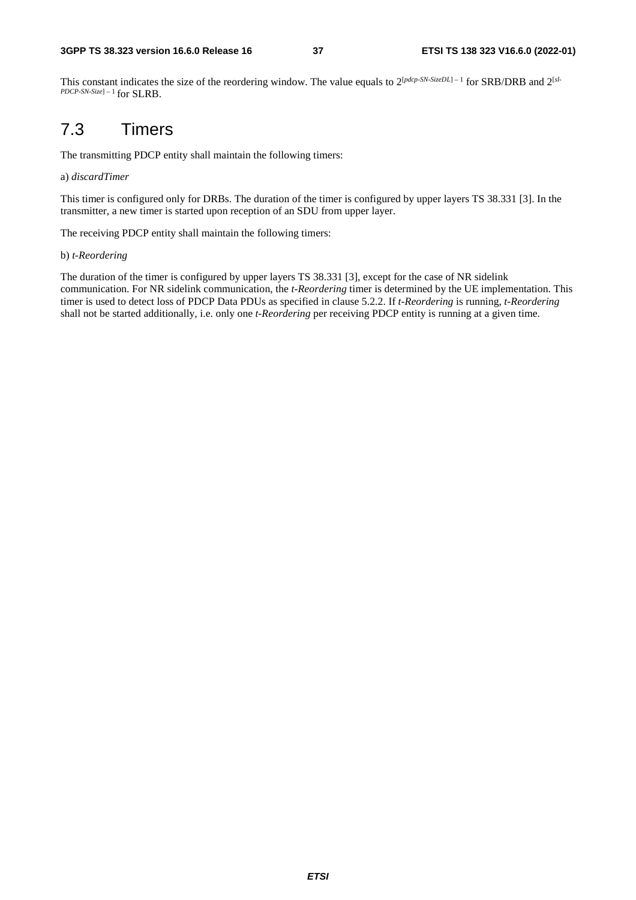This constant indicates the size of the reordering window. The value equals to $2^{[pdcp\text{-}SN\text{-}SizeDL] - 1}$ for SRB/DRB and $2^{[sl\text{-}PDCP\text{-}SN\text{-}Size] - 1}$ for SLRB.

# 7.3 Timers

The transmitting PDCP entity shall maintain the following timers:

a) *discardTimer*

This timer is configured only for DRBs. The duration of the timer is configured by upper layers TS 38.331 [3]. In the transmitter, a new timer is started upon reception of an SDU from upper layer.

The receiving PDCP entity shall maintain the following timers:

b) *t-Reordering*

The duration of the timer is configured by upper layers TS 38.331 [3], except for the case of NR sidelink communication. For NR sidelink communication, the *t-Reordering* timer is determined by the UE implementation. This timer is used to detect loss of PDCP Data PDUs as specified in clause 5.2.2. If *t-Reordering* is running, *t-Reordering* shall not be started additionally, i.e. only one *t-Reordering* per receiving PDCP entity is running at a given time.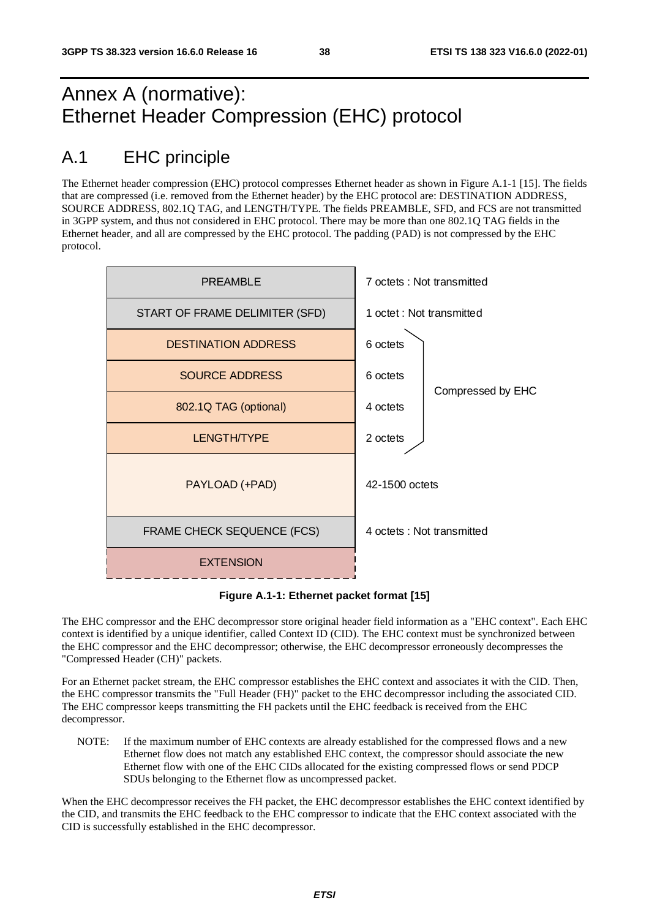# Annex A (normative): Ethernet Header Compression (EHC) protocol

## A.1 EHC principle

The Ethernet header compression (EHC) protocol compresses Ethernet header as shown in Figure A.1-1 [15]. The fields that are compressed (i.e. removed from the Ethernet header) by the EHC protocol are: DESTINATION ADDRESS, SOURCE ADDRESS, 802.1Q TAG, and LENGTH/TYPE. The fields PREAMBLE, SFD, and FCS are not transmitted in 3GPP system, and thus not considered in EHC protocol. There may be more than one 802.1Q TAG fields in the Ethernet header, and all are compressed by the EHC protocol. The padding (PAD) is not compressed by the EHC protocol.

| Field | Size | |
| --- | --- | --- |
| PREAMBLE | 7 octets : Not transmitted | |
| START OF FRAME DELIMITER (SFD) | 1 octet : Not transmitted | |
| DESTINATION ADDRESS | 6 octets | Compressed by EHC |
| SOURCE ADDRESS | 6 octets | Compressed by EHC |
| 802.1Q TAG (optional) | 4 octets | Compressed by EHC |
| LENGTH/TYPE | 2 octets | Compressed by EHC |
| PAYLOAD (+PAD) | 42-1500 octets | |
| FRAME CHECK SEQUENCE (FCS) | 4 octets : Not transmitted | |
| EXTENSION | | |

**Figure A.1-1: Ethernet packet format [15]**

The EHC compressor and the EHC decompressor store original header field information as a "EHC context". Each EHC context is identified by a unique identifier, called Context ID (CID). The EHC context must be synchronized between the EHC compressor and the EHC decompressor; otherwise, the EHC decompressor erroneously decompresses the "Compressed Header (CH)" packets.

For an Ethernet packet stream, the EHC compressor establishes the EHC context and associates it with the CID. Then, the EHC compressor transmits the "Full Header (FH)" packet to the EHC decompressor including the associated CID. The EHC compressor keeps transmitting the FH packets until the EHC feedback is received from the EHC decompressor.

NOTE: If the maximum number of EHC contexts are already established for the compressed flows and a new Ethernet flow does not match any established EHC context, the compressor should associate the new Ethernet flow with one of the EHC CIDs allocated for the existing compressed flows or send PDCP SDUs belonging to the Ethernet flow as uncompressed packet.

When the EHC decompressor receives the FH packet, the EHC decompressor establishes the EHC context identified by the CID, and transmits the EHC feedback to the EHC compressor to indicate that the EHC context associated with the CID is successfully established in the EHC decompressor.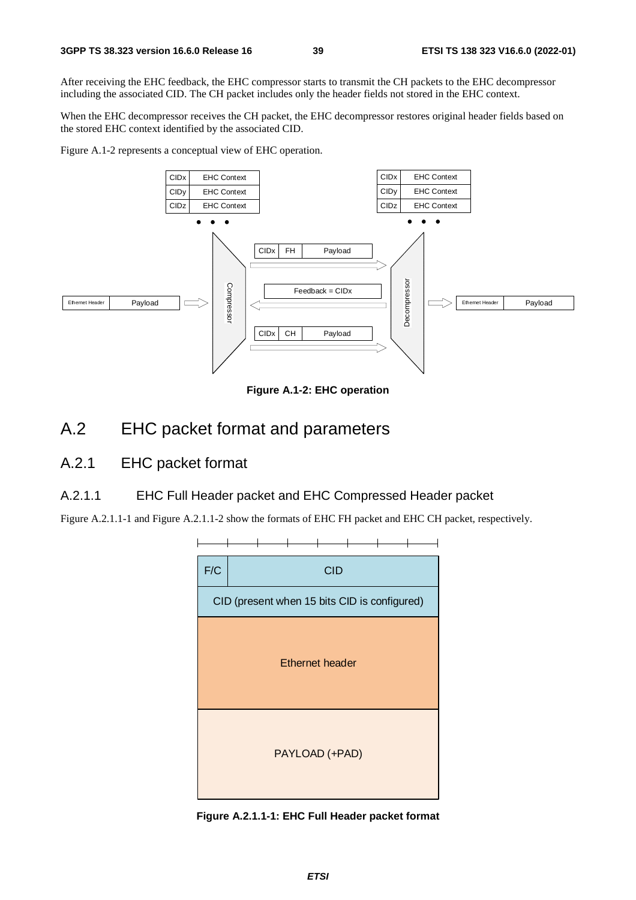After receiving the EHC feedback, the EHC compressor starts to transmit the CH packets to the EHC decompressor including the associated CID. The CH packet includes only the header fields not stored in the EHC context.

When the EHC decompressor receives the CH packet, the EHC decompressor restores original header fields based on the stored EHC context identified by the associated CID.

Figure A.1-2 represents a conceptual view of EHC operation.

**Figure A.1-2: EHC operation**

# A.2 EHC packet format and parameters

## A.2.1 EHC packet format

### A.2.1.1 EHC Full Header packet and EHC Compressed Header packet

Figure A.2.1.1-1 and Figure A.2.1.1-2 show the formats of EHC FH packet and EHC CH packet, respectively.

| F/C | CID |
| --- | --- |
| CID (present when 15 bits CID is configured) | |
| Ethernet header | |
| PAYLOAD (+PAD) | |

**Figure A.2.1.1-1: EHC Full Header packet format**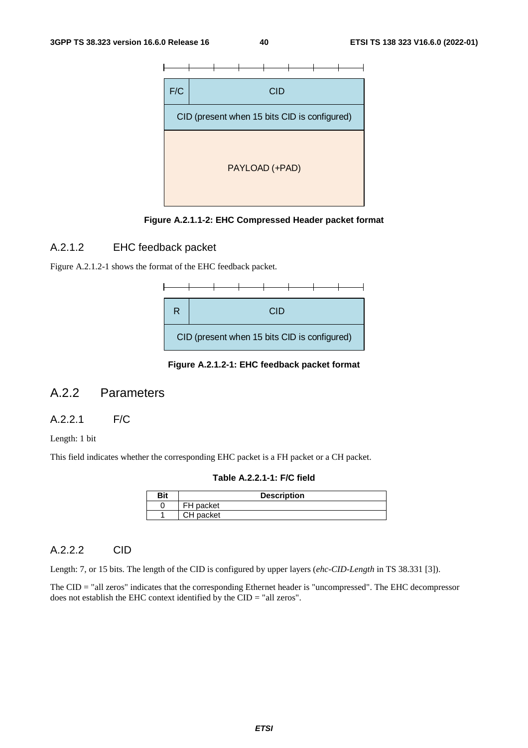| F/C | CID |
|---|---|
| CID (present when 15 bits CID is configured) | |
| PAYLOAD (+PAD) | |

**Figure A.2.1.1-2: EHC Compressed Header packet format**

### A.2.1.2 EHC feedback packet

Figure A.2.1.2-1 shows the format of the EHC feedback packet.

| R | CID |
|---|---|
| CID (present when 15 bits CID is configured) | |

**Figure A.2.1.2-1: EHC feedback packet format**

## A.2.2 Parameters

### A.2.2.1 F/C

Length: 1 bit

This field indicates whether the corresponding EHC packet is a FH packet or a CH packet.

**Table A.2.2.1-1: F/C field**

| Bit | Description |
|---|---|
| 0 | FH packet |
| 1 | CH packet |

### A.2.2.2 CID

Length: 7, or 15 bits. The length of the CID is configured by upper layers (*ehc-CID-Length* in TS 38.331 [3]).

The CID = "all zeros" indicates that the corresponding Ethernet header is "uncompressed". The EHC decompressor does not establish the EHC context identified by the CID = "all zeros".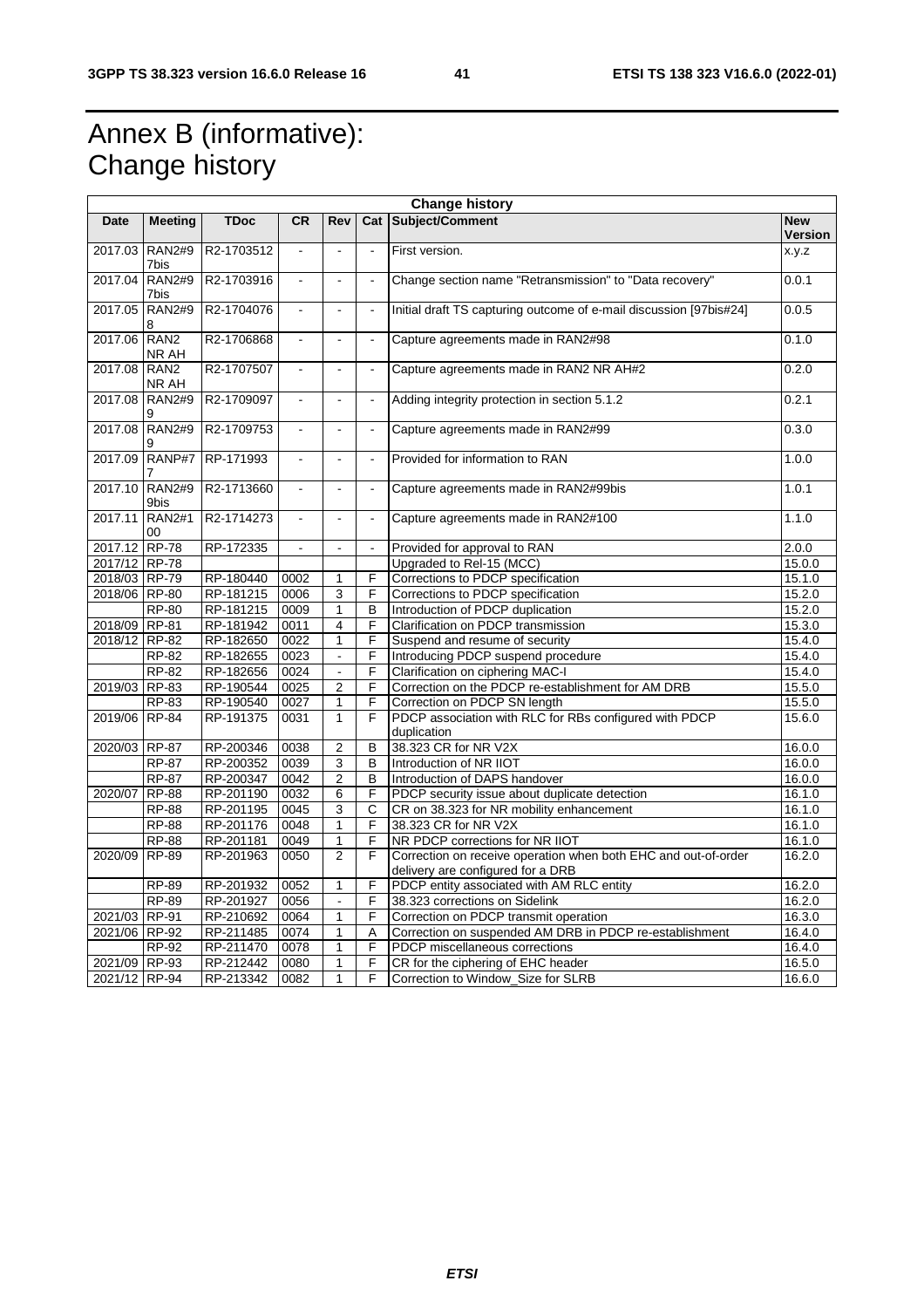# Annex B (informative): Change history

| Change history | | | | | | | |
|---|---|---|---|---|---|---|---|
| **Date** | **Meeting** | **TDoc** | **CR** | **Rev** | **Cat** | **Subject/Comment** | **New Version** |
| 2017.03 | RAN2#97bis | R2-1703512 | - | - | - | First version. | x.y.z |
| 2017.04 | RAN2#97bis | R2-1703916 | - | - | - | Change section name "Retransmission" to "Data recovery" | 0.0.1 |
| 2017.05 | RAN2#98 | R2-1704076 | - | - | - | Initial draft TS capturing outcome of e-mail discussion [97bis#24] | 0.0.5 |
| 2017.06 | RAN2 NR AH | R2-1706868 | - | - | - | Capture agreements made in RAN2#98 | 0.1.0 |
| 2017.08 | RAN2 NR AH | R2-1707507 | - | - | - | Capture agreements made in RAN2 NR AH#2 | 0.2.0 |
| 2017.08 | RAN2#99 | R2-1709097 | - | - | - | Adding integrity protection in section 5.1.2 | 0.2.1 |
| 2017.08 | RAN2#99 | R2-1709753 | - | - | - | Capture agreements made in RAN2#99 | 0.3.0 |
| 2017.09 | RANP#77 | RP-171993 | - | - | - | Provided for information to RAN | 1.0.0 |
| 2017.10 | RAN2#99bis | R2-1713660 | - | - | - | Capture agreements made in RAN2#99bis | 1.0.1 |
| 2017.11 | RAN2#100 | R2-1714273 | - | - | - | Capture agreements made in RAN2#100 | 1.1.0 |
| 2017.12 | RP-78 | RP-172335 | - | - | - | Provided for approval to RAN | 2.0.0 |
| 2017/12 | RP-78 | | | | | Upgraded to Rel-15 (MCC) | 15.0.0 |
| 2018/03 | RP-79 | RP-180440 | 0002 | 1 | F | Corrections to PDCP specification | 15.1.0 |
| 2018/06 | RP-80 | RP-181215 | 0006 | 3 | F | Corrections to PDCP specification | 15.2.0 |
| | RP-80 | RP-181215 | 0009 | 1 | B | Introduction of PDCP duplication | 15.2.0 |
| 2018/09 | RP-81 | RP-181942 | 0011 | 4 | F | Clarification on PDCP transmission | 15.3.0 |
| 2018/12 | RP-82 | RP-182650 | 0022 | 1 | F | Suspend and resume of security | 15.4.0 |
| | RP-82 | RP-182655 | 0023 | - | F | Introducing PDCP suspend procedure | 15.4.0 |
| | RP-82 | RP-182656 | 0024 | - | F | Clarification on ciphering MAC-I | 15.4.0 |
| 2019/03 | RP-83 | RP-190544 | 0025 | 2 | F | Correction on the PDCP re-establishment for AM DRB | 15.5.0 |
| | RP-83 | RP-190540 | 0027 | 1 | F | Correction on PDCP SN length | 15.5.0 |
| 2019/06 | RP-84 | RP-191375 | 0031 | 1 | F | PDCP association with RLC for RBs configured with PDCP duplication | 15.6.0 |
| 2020/03 | RP-87 | RP-200346 | 0038 | 2 | B | 38.323 CR for NR V2X | 16.0.0 |
| | RP-87 | RP-200352 | 0039 | 3 | B | Introduction of NR IIOT | 16.0.0 |
| | RP-87 | RP-200347 | 0042 | 2 | B | Introduction of DAPS handover | 16.0.0 |
| 2020/07 | RP-88 | RP-201190 | 0032 | 6 | F | PDCP security issue about duplicate detection | 16.1.0 |
| | RP-88 | RP-201195 | 0045 | 3 | C | CR on 38.323 for NR mobility enhancement | 16.1.0 |
| | RP-88 | RP-201176 | 0048 | 1 | F | 38.323 CR for NR V2X | 16.1.0 |
| | RP-88 | RP-201181 | 0049 | 1 | F | NR PDCP corrections for NR IIOT | 16.1.0 |
| 2020/09 | RP-89 | RP-201963 | 0050 | 2 | F | Correction on receive operation when both EHC and out-of-order delivery are configured for a DRB | 16.2.0 |
| | RP-89 | RP-201932 | 0052 | 1 | F | PDCP entity associated with AM RLC entity | 16.2.0 |
| | RP-89 | RP-201927 | 0056 | - | F | 38.323 corrections on Sidelink | 16.2.0 |
| 2021/03 | RP-91 | RP-210692 | 0064 | 1 | F | Correction on PDCP transmit operation | 16.3.0 |
| 2021/06 | RP-92 | RP-211485 | 0074 | 1 | A | Correction on suspended AM DRB in PDCP re-establishment | 16.4.0 |
| | RP-92 | RP-211470 | 0078 | 1 | F | PDCP miscellaneous corrections | 16.4.0 |
| 2021/09 | RP-93 | RP-212442 | 0080 | 1 | F | CR for the ciphering of EHC header | 16.5.0 |
| 2021/12 | RP-94 | RP-213342 | 0082 | 1 | F | Correction to Window_Size for SLRB | 16.6.0 |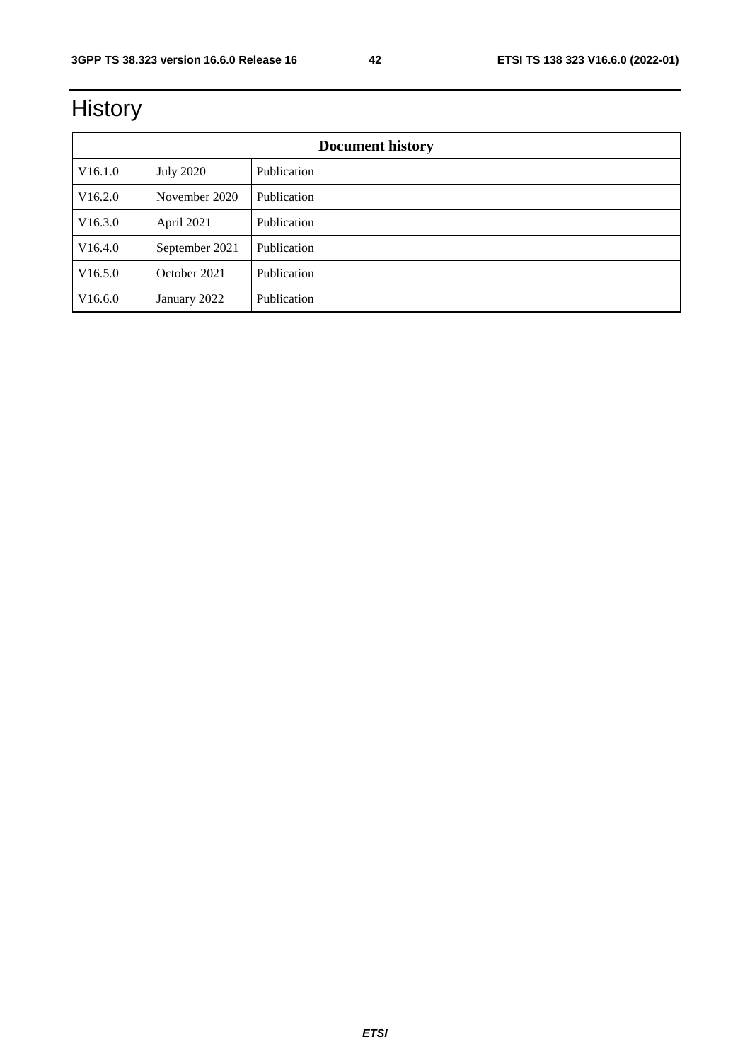# History

| Document history | | |
|---|---|---|
| V16.1.0 | July 2020 | Publication |
| V16.2.0 | November 2020 | Publication |
| V16.3.0 | April 2021 | Publication |
| V16.4.0 | September 2021 | Publication |
| V16.5.0 | October 2021 | Publication |
| V16.6.0 | January 2022 | Publication |